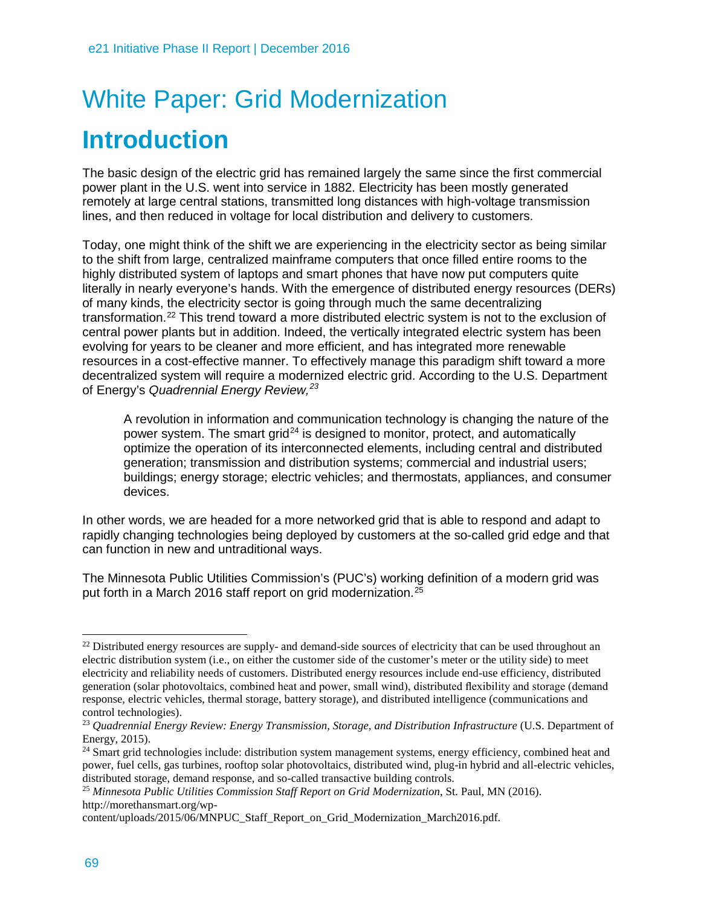# White Paper: Grid Modernization

## Introduction

The basic design of the electric grid has remained largely the same since the first commercial power plant in the U.S. went into service in 1882. Electricity has been mostly generated remotely at large central stations, transmitted long distances with high-voltage transmission lines, and then reduced in voltage for local distribution and delivery to customers.

Today, one might think of the shift we are experiencing in the electricity sector as being similar to the shift from large, centralized mainframe computers that once filled entire rooms to the highly distributed system of laptops and smart phones that have now put computers quite literally in nearly everyone's hands. With the emergence of distributed energy resources (DERs) of many kinds, the electricity sector is going through much the same decentralizing transformation.[22] This trend toward a more distributed electric system is not to the exclusion of central power plants but in addition. Indeed, the vertically integrated electric system has been evolving for years to be cleaner and more efficient, and has integrated more renewable resources in a cost-effective manner. To effectively manage this paradigm shift toward a more decentralized system will require a modernized electric grid. According to the U.S. Department of Energy's *Quadrennial Energy Review,*[23]

> A revolution in information and communication technology is changing the nature of the power system. The smart grid[24] is designed to monitor, protect, and automatically optimize the operation of its interconnected elements, including central and distributed generation; transmission and distribution systems; commercial and industrial users; buildings; energy storage; electric vehicles; and thermostats, appliances, and consumer devices.

In other words, we are headed for a more networked grid that is able to respond and adapt to rapidly changing technologies being deployed by customers at the so-called grid edge and that can function in new and untraditional ways.

The Minnesota Public Utilities Commission's (PUC's) working definition of a modern grid was put forth in a March 2016 staff report on grid modernization.[25]

---

[22] Distributed energy resources are supply- and demand-side sources of electricity that can be used throughout an electric distribution system (i.e., on either the customer side of the customer's meter or the utility side) to meet electricity and reliability needs of customers. Distributed energy resources include end-use efficiency, distributed generation (solar photovoltaics, combined heat and power, small wind), distributed flexibility and storage (demand response, electric vehicles, thermal storage, battery storage), and distributed intelligence (communications and control technologies).

[23] *Quadrennial Energy Review: Energy Transmission, Storage, and Distribution Infrastructure* (U.S. Department of Energy, 2015).

[24] Smart grid technologies include: distribution system management systems, energy efficiency, combined heat and power, fuel cells, gas turbines, rooftop solar photovoltaics, distributed wind, plug-in hybrid and all-electric vehicles, distributed storage, demand response, and so-called transactive building controls.

[25] *Minnesota Public Utilities Commission Staff Report on Grid Modernization*, St. Paul, MN (2016). http://morethansmart.org/wp-content/uploads/2015/06/MNPUC_Staff_Report_on_Grid_Modernization_March2016.pdf.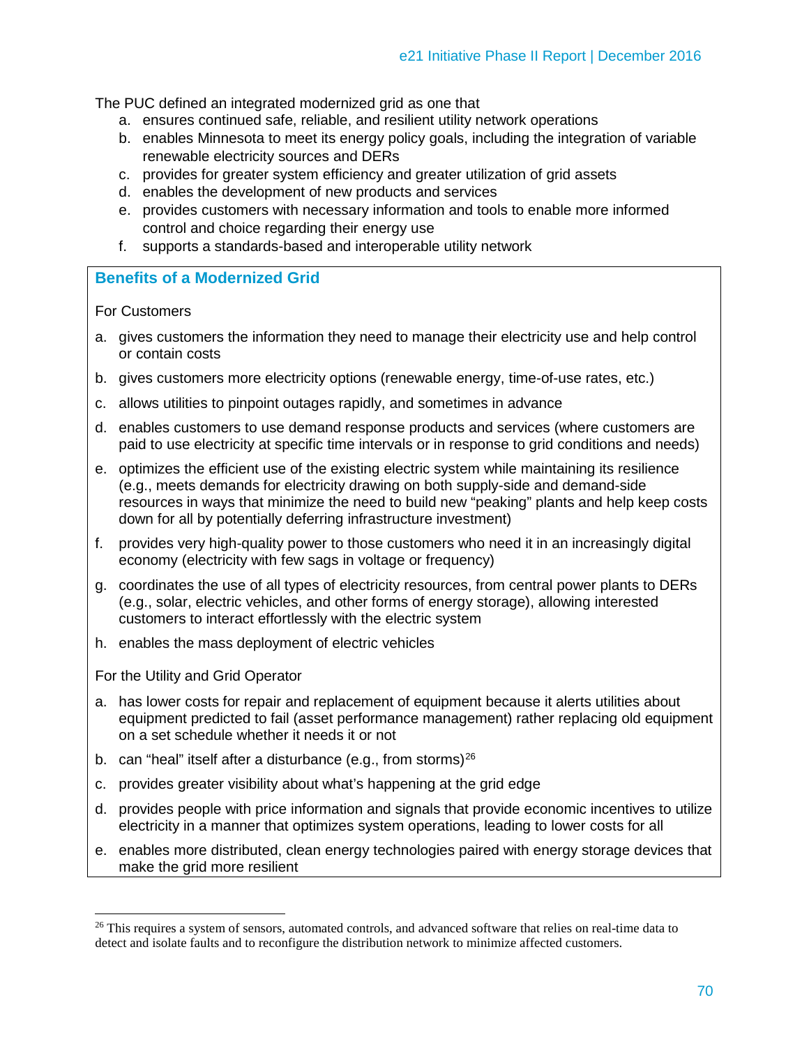The PUC defined an integrated modernized grid as one that

a. ensures continued safe, reliable, and resilient utility network operations
b. enables Minnesota to meet its energy policy goals, including the integration of variable renewable electricity sources and DERs
c. provides for greater system efficiency and greater utilization of grid assets
d. enables the development of new products and services
e. provides customers with necessary information and tools to enable more informed control and choice regarding their energy use
f. supports a standards-based and interoperable utility network

### Benefits of a Modernized Grid

For Customers

a. gives customers the information they need to manage their electricity use and help control or contain costs

b. gives customers more electricity options (renewable energy, time-of-use rates, etc.)

c. allows utilities to pinpoint outages rapidly, and sometimes in advance

d. enables customers to use demand response products and services (where customers are paid to use electricity at specific time intervals or in response to grid conditions and needs)

e. optimizes the efficient use of the existing electric system while maintaining its resilience (e.g., meets demands for electricity drawing on both supply-side and demand-side resources in ways that minimize the need to build new "peaking" plants and help keep costs down for all by potentially deferring infrastructure investment)

f. provides very high-quality power to those customers who need it in an increasingly digital economy (electricity with few sags in voltage or frequency)

g. coordinates the use of all types of electricity resources, from central power plants to DERs (e.g., solar, electric vehicles, and other forms of energy storage), allowing interested customers to interact effortlessly with the electric system

h. enables the mass deployment of electric vehicles

For the Utility and Grid Operator

a. has lower costs for repair and replacement of equipment because it alerts utilities about equipment predicted to fail (asset performance management) rather replacing old equipment on a set schedule whether it needs it or not

b. can "heal" itself after a disturbance (e.g., from storms)[26]

c. provides greater visibility about what's happening at the grid edge

d. provides people with price information and signals that provide economic incentives to utilize electricity in a manner that optimizes system operations, leading to lower costs for all

e. enables more distributed, clean energy technologies paired with energy storage devices that make the grid more resilient

[26] This requires a system of sensors, automated controls, and advanced software that relies on real-time data to detect and isolate faults and to reconfigure the distribution network to minimize affected customers.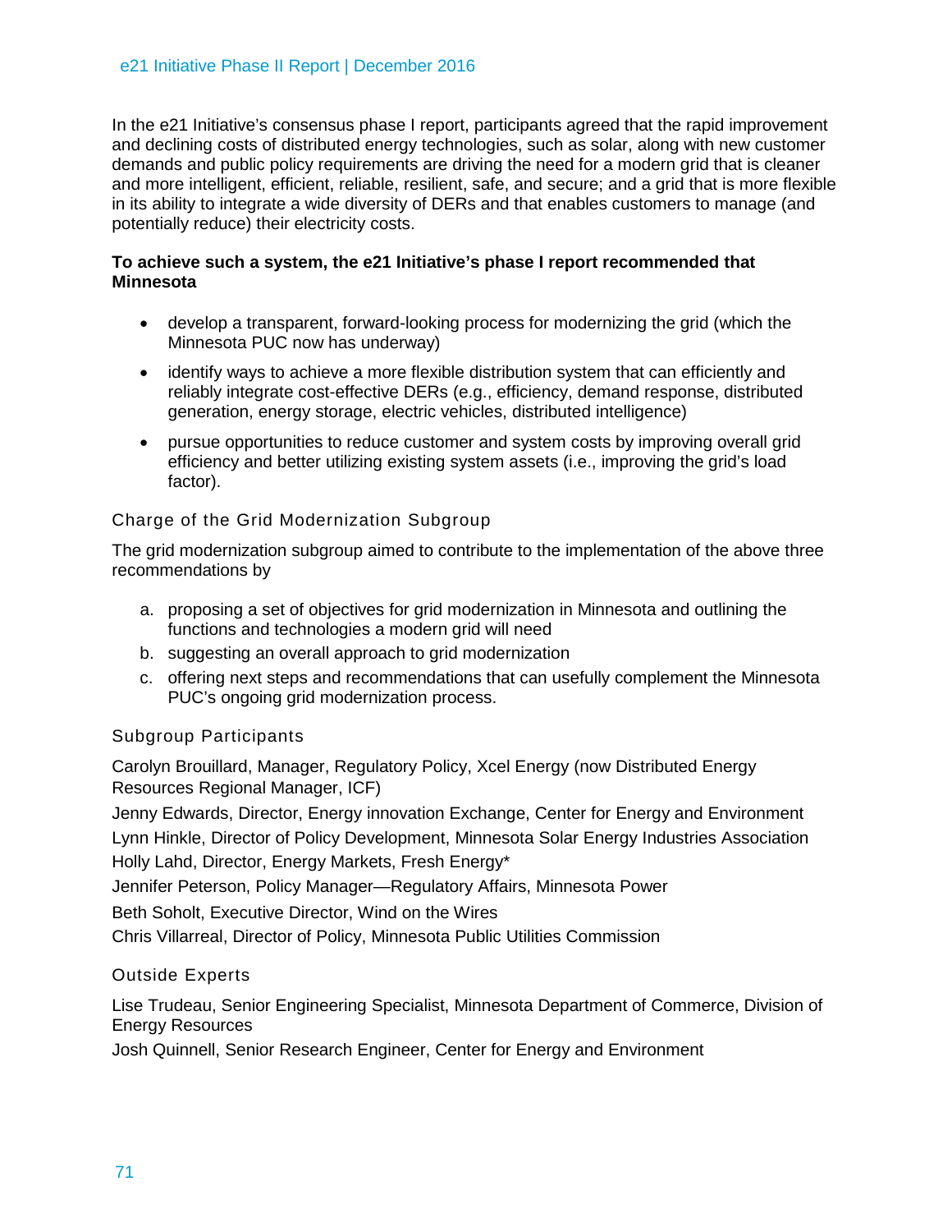In the e21 Initiative's consensus phase I report, participants agreed that the rapid improvement and declining costs of distributed energy technologies, such as solar, along with new customer demands and public policy requirements are driving the need for a modern grid that is cleaner and more intelligent, efficient, reliable, resilient, safe, and secure; and a grid that is more flexible in its ability to integrate a wide diversity of DERs and that enables customers to manage (and potentially reduce) their electricity costs.

**To achieve such a system, the e21 Initiative's phase I report recommended that Minnesota**

- develop a transparent, forward-looking process for modernizing the grid (which the Minnesota PUC now has underway)
- identify ways to achieve a more flexible distribution system that can efficiently and reliably integrate cost-effective DERs (e.g., efficiency, demand response, distributed generation, energy storage, electric vehicles, distributed intelligence)
- pursue opportunities to reduce customer and system costs by improving overall grid efficiency and better utilizing existing system assets (i.e., improving the grid's load factor).

### Charge of the Grid Modernization Subgroup

The grid modernization subgroup aimed to contribute to the implementation of the above three recommendations by

a. proposing a set of objectives for grid modernization in Minnesota and outlining the functions and technologies a modern grid will need
b. suggesting an overall approach to grid modernization
c. offering next steps and recommendations that can usefully complement the Minnesota PUC's ongoing grid modernization process.

### Subgroup Participants

Carolyn Brouillard, Manager, Regulatory Policy, Xcel Energy (now Distributed Energy Resources Regional Manager, ICF)

Jenny Edwards, Director, Energy innovation Exchange, Center for Energy and Environment

Lynn Hinkle, Director of Policy Development, Minnesota Solar Energy Industries Association

Holly Lahd, Director, Energy Markets, Fresh Energy*

Jennifer Peterson, Policy Manager—Regulatory Affairs, Minnesota Power

Beth Soholt, Executive Director, Wind on the Wires

Chris Villarreal, Director of Policy, Minnesota Public Utilities Commission

### Outside Experts

Lise Trudeau, Senior Engineering Specialist, Minnesota Department of Commerce, Division of Energy Resources

Josh Quinnell, Senior Research Engineer, Center for Energy and Environment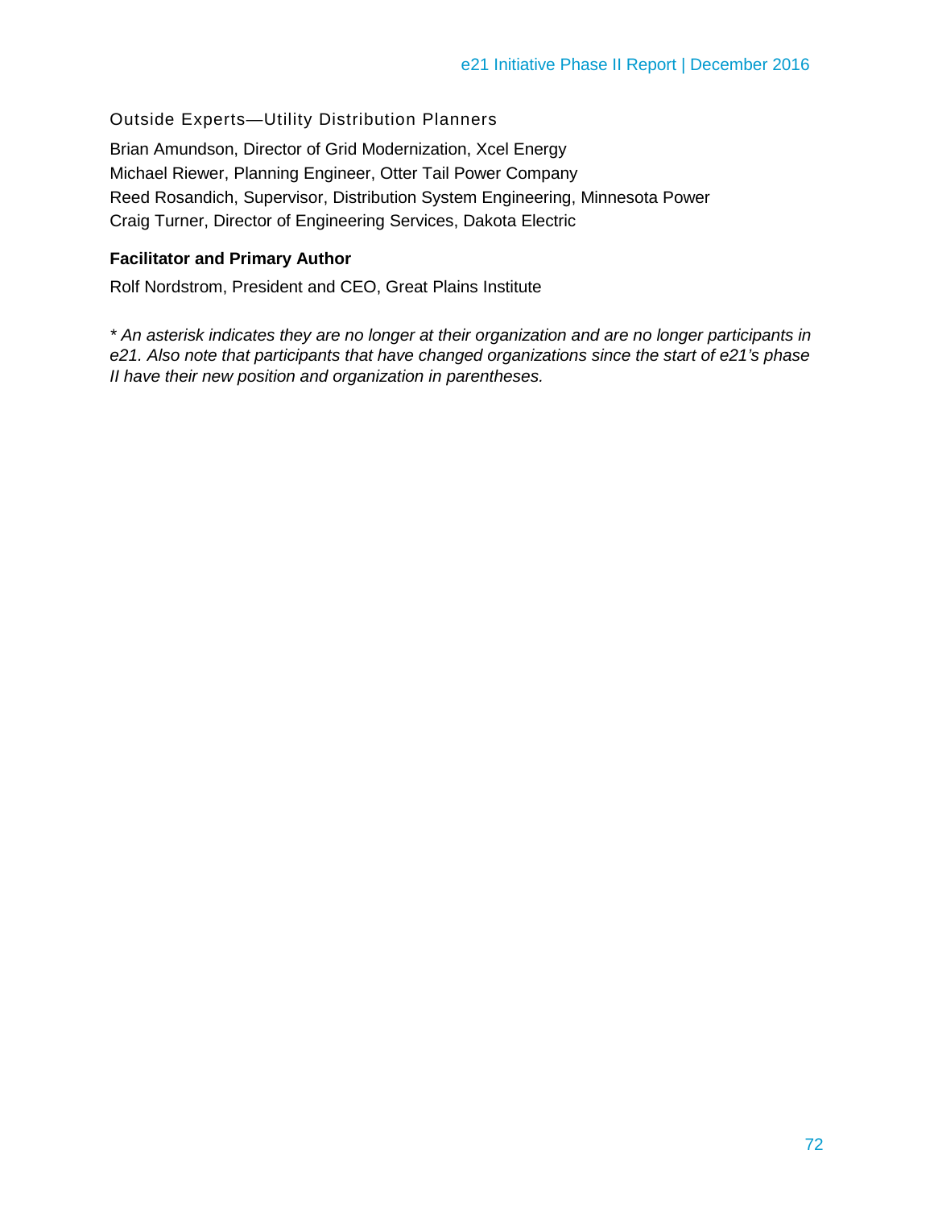Outside Experts—Utility Distribution Planners

Brian Amundson, Director of Grid Modernization, Xcel Energy
Michael Riewer, Planning Engineer, Otter Tail Power Company
Reed Rosandich, Supervisor, Distribution System Engineering, Minnesota Power
Craig Turner, Director of Engineering Services, Dakota Electric

**Facilitator and Primary Author**

Rolf Nordstrom, President and CEO, Great Plains Institute

*\* An asterisk indicates they are no longer at their organization and are no longer participants in e21. Also note that participants that have changed organizations since the start of e21's phase II have their new position and organization in parentheses.*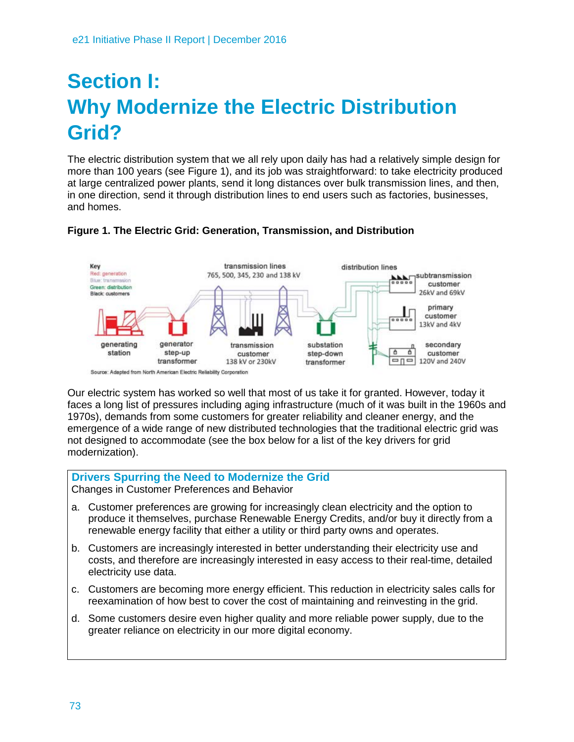# Section I: Why Modernize the Electric Distribution Grid?

The electric distribution system that we all rely upon daily has had a relatively simple design for more than 100 years (see Figure 1), and its job was straightforward: to take electricity produced at large centralized power plants, send it long distances over bulk transmission lines, and then, in one direction, send it through distribution lines to end users such as factories, businesses, and homes.

**Figure 1. The Electric Grid: Generation, Transmission, and Distribution**

Source: Adapted from North American Electric Reliability Corporation

Our electric system has worked so well that most of us take it for granted. However, today it faces a long list of pressures including aging infrastructure (much of it was built in the 1960s and 1970s), demands from some customers for greater reliability and cleaner energy, and the emergence of a wide range of new distributed technologies that the traditional electric grid was not designed to accommodate (see the box below for a list of the key drivers for grid modernization).

## Drivers Spurring the Need to Modernize the Grid

Changes in Customer Preferences and Behavior

a. Customer preferences are growing for increasingly clean electricity and the option to produce it themselves, purchase Renewable Energy Credits, and/or buy it directly from a renewable energy facility that either a utility or third party owns and operates.

b. Customers are increasingly interested in better understanding their electricity use and costs, and therefore are increasingly interested in easy access to their real-time, detailed electricity use data.

c. Customers are becoming more energy efficient. This reduction in electricity sales calls for reexamination of how best to cover the cost of maintaining and reinvesting in the grid.

d. Some customers desire even higher quality and more reliable power supply, due to the greater reliance on electricity in our more digital economy.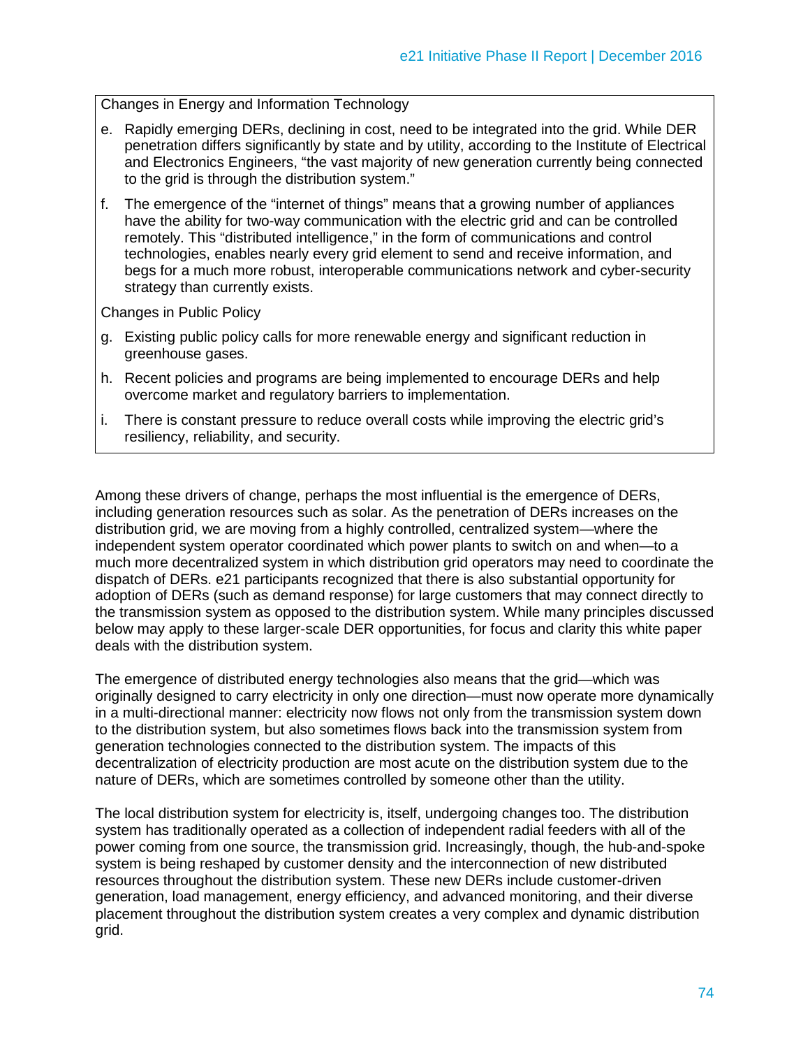Changes in Energy and Information Technology

e. Rapidly emerging DERs, declining in cost, need to be integrated into the grid. While DER penetration differs significantly by state and by utility, according to the Institute of Electrical and Electronics Engineers, "the vast majority of new generation currently being connected to the grid is through the distribution system."

f. The emergence of the "internet of things" means that a growing number of appliances have the ability for two-way communication with the electric grid and can be controlled remotely. This "distributed intelligence," in the form of communications and control technologies, enables nearly every grid element to send and receive information, and begs for a much more robust, interoperable communications network and cyber-security strategy than currently exists.

Changes in Public Policy

g. Existing public policy calls for more renewable energy and significant reduction in greenhouse gases.

h. Recent policies and programs are being implemented to encourage DERs and help overcome market and regulatory barriers to implementation.

i. There is constant pressure to reduce overall costs while improving the electric grid's resiliency, reliability, and security.

Among these drivers of change, perhaps the most influential is the emergence of DERs, including generation resources such as solar. As the penetration of DERs increases on the distribution grid, we are moving from a highly controlled, centralized system—where the independent system operator coordinated which power plants to switch on and when—to a much more decentralized system in which distribution grid operators may need to coordinate the dispatch of DERs. e21 participants recognized that there is also substantial opportunity for adoption of DERs (such as demand response) for large customers that may connect directly to the transmission system as opposed to the distribution system. While many principles discussed below may apply to these larger-scale DER opportunities, for focus and clarity this white paper deals with the distribution system.

The emergence of distributed energy technologies also means that the grid—which was originally designed to carry electricity in only one direction—must now operate more dynamically in a multi-directional manner: electricity now flows not only from the transmission system down to the distribution system, but also sometimes flows back into the transmission system from generation technologies connected to the distribution system. The impacts of this decentralization of electricity production are most acute on the distribution system due to the nature of DERs, which are sometimes controlled by someone other than the utility.

The local distribution system for electricity is, itself, undergoing changes too. The distribution system has traditionally operated as a collection of independent radial feeders with all of the power coming from one source, the transmission grid. Increasingly, though, the hub-and-spoke system is being reshaped by customer density and the interconnection of new distributed resources throughout the distribution system. These new DERs include customer-driven generation, load management, energy efficiency, and advanced monitoring, and their diverse placement throughout the distribution system creates a very complex and dynamic distribution grid.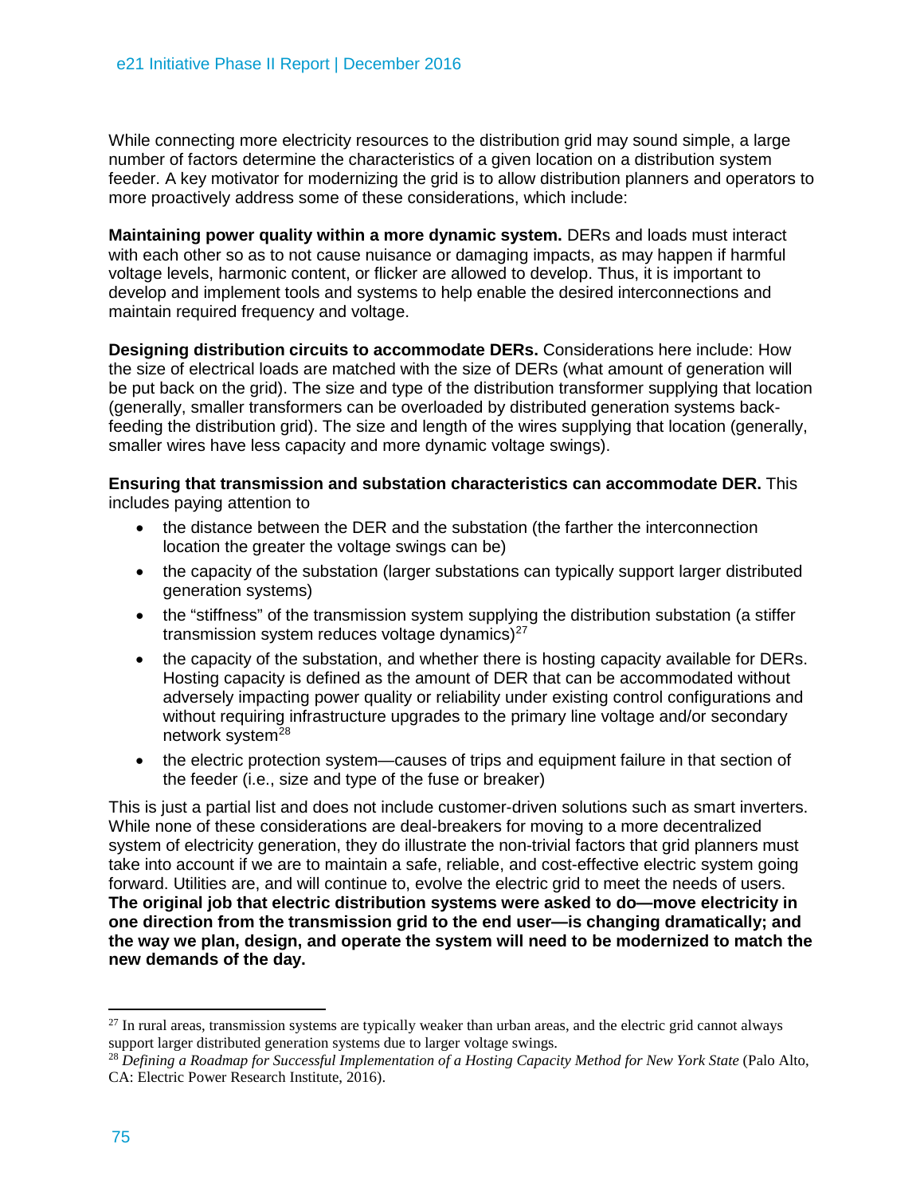While connecting more electricity resources to the distribution grid may sound simple, a large number of factors determine the characteristics of a given location on a distribution system feeder. A key motivator for modernizing the grid is to allow distribution planners and operators to more proactively address some of these considerations, which include:

**Maintaining power quality within a more dynamic system.** DERs and loads must interact with each other so as to not cause nuisance or damaging impacts, as may happen if harmful voltage levels, harmonic content, or flicker are allowed to develop. Thus, it is important to develop and implement tools and systems to help enable the desired interconnections and maintain required frequency and voltage.

**Designing distribution circuits to accommodate DERs.** Considerations here include: How the size of electrical loads are matched with the size of DERs (what amount of generation will be put back on the grid). The size and type of the distribution transformer supplying that location (generally, smaller transformers can be overloaded by distributed generation systems back-feeding the distribution grid). The size and length of the wires supplying that location (generally, smaller wires have less capacity and more dynamic voltage swings).

**Ensuring that transmission and substation characteristics can accommodate DER.** This includes paying attention to

- the distance between the DER and the substation (the farther the interconnection location the greater the voltage swings can be)
- the capacity of the substation (larger substations can typically support larger distributed generation systems)
- the "stiffness" of the transmission system supplying the distribution substation (a stiffer transmission system reduces voltage dynamics)[27]
- the capacity of the substation, and whether there is hosting capacity available for DERs. Hosting capacity is defined as the amount of DER that can be accommodated without adversely impacting power quality or reliability under existing control configurations and without requiring infrastructure upgrades to the primary line voltage and/or secondary network system[28]
- the electric protection system—causes of trips and equipment failure in that section of the feeder (i.e., size and type of the fuse or breaker)

This is just a partial list and does not include customer-driven solutions such as smart inverters. While none of these considerations are deal-breakers for moving to a more decentralized system of electricity generation, they do illustrate the non-trivial factors that grid planners must take into account if we are to maintain a safe, reliable, and cost-effective electric system going forward. Utilities are, and will continue to, evolve the electric grid to meet the needs of users. **The original job that electric distribution systems were asked to do—move electricity in one direction from the transmission grid to the end user—is changing dramatically; and the way we plan, design, and operate the system will need to be modernized to match the new demands of the day.**

---

[27] In rural areas, transmission systems are typically weaker than urban areas, and the electric grid cannot always support larger distributed generation systems due to larger voltage swings.

[28] *Defining a Roadmap for Successful Implementation of a Hosting Capacity Method for New York State* (Palo Alto, CA: Electric Power Research Institute, 2016).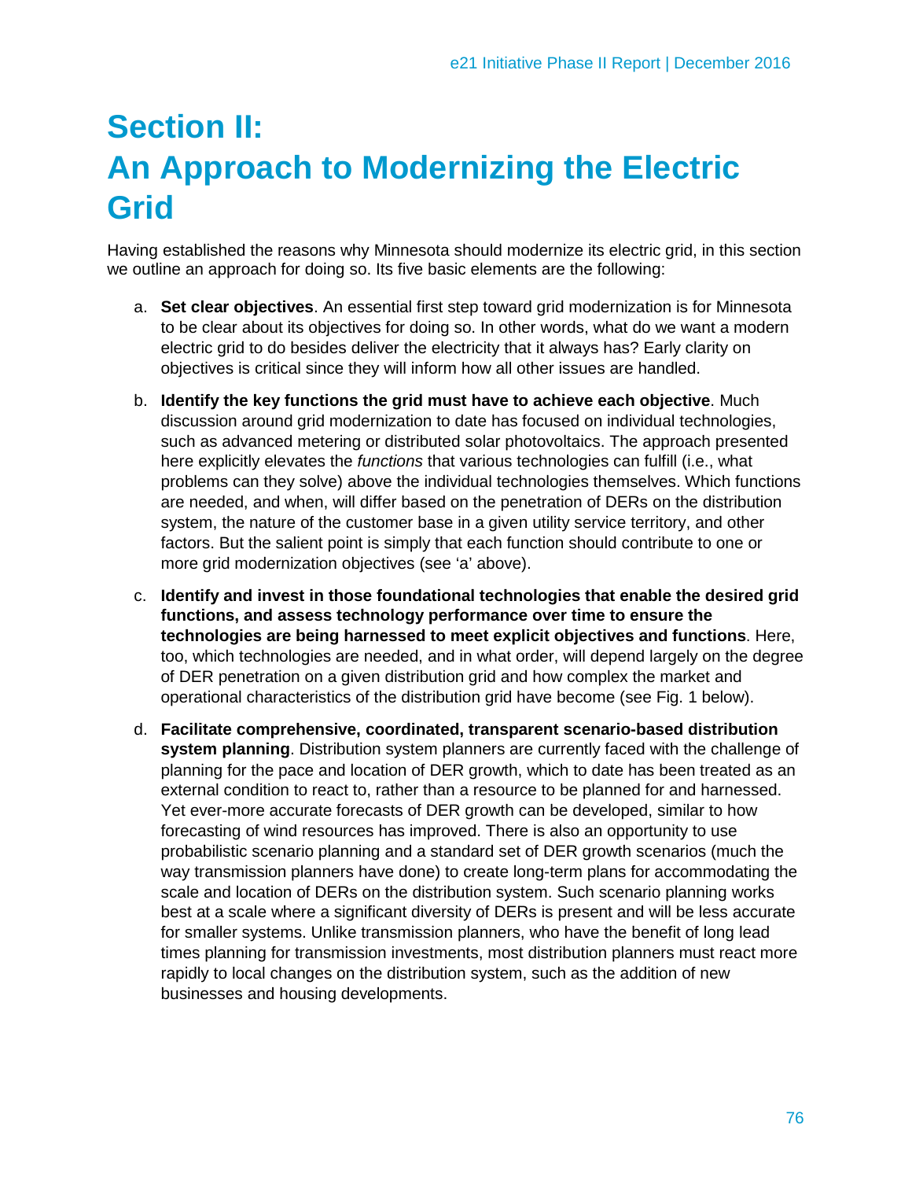# Section II: An Approach to Modernizing the Electric Grid

Having established the reasons why Minnesota should modernize its electric grid, in this section we outline an approach for doing so. Its five basic elements are the following:

a. **Set clear objectives**. An essential first step toward grid modernization is for Minnesota to be clear about its objectives for doing so. In other words, what do we want a modern electric grid to do besides deliver the electricity that it always has? Early clarity on objectives is critical since they will inform how all other issues are handled.

b. **Identify the key functions the grid must have to achieve each objective**. Much discussion around grid modernization to date has focused on individual technologies, such as advanced metering or distributed solar photovoltaics. The approach presented here explicitly elevates the *functions* that various technologies can fulfill (i.e., what problems can they solve) above the individual technologies themselves. Which functions are needed, and when, will differ based on the penetration of DERs on the distribution system, the nature of the customer base in a given utility service territory, and other factors. But the salient point is simply that each function should contribute to one or more grid modernization objectives (see 'a' above).

c. **Identify and invest in those foundational technologies that enable the desired grid functions, and assess technology performance over time to ensure the technologies are being harnessed to meet explicit objectives and functions**. Here, too, which technologies are needed, and in what order, will depend largely on the degree of DER penetration on a given distribution grid and how complex the market and operational characteristics of the distribution grid have become (see Fig. 1 below).

d. **Facilitate comprehensive, coordinated, transparent scenario-based distribution system planning**. Distribution system planners are currently faced with the challenge of planning for the pace and location of DER growth, which to date has been treated as an external condition to react to, rather than a resource to be planned for and harnessed. Yet ever-more accurate forecasts of DER growth can be developed, similar to how forecasting of wind resources has improved. There is also an opportunity to use probabilistic scenario planning and a standard set of DER growth scenarios (much the way transmission planners have done) to create long-term plans for accommodating the scale and location of DERs on the distribution system. Such scenario planning works best at a scale where a significant diversity of DERs is present and will be less accurate for smaller systems. Unlike transmission planners, who have the benefit of long lead times planning for transmission investments, most distribution planners must react more rapidly to local changes on the distribution system, such as the addition of new businesses and housing developments.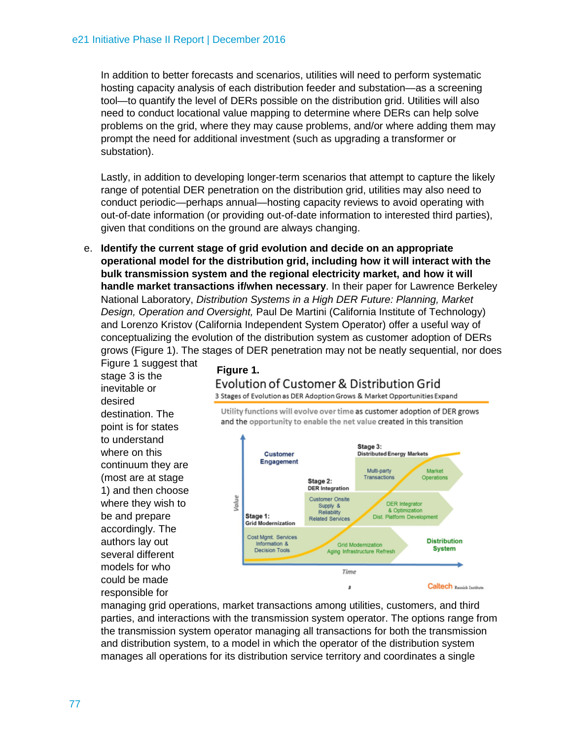In addition to better forecasts and scenarios, utilities will need to perform systematic hosting capacity analysis of each distribution feeder and substation—as a screening tool—to quantify the level of DERs possible on the distribution grid. Utilities will also need to conduct locational value mapping to determine where DERs can help solve problems on the grid, where they may cause problems, and/or where adding them may prompt the need for additional investment (such as upgrading a transformer or substation).

Lastly, in addition to developing longer-term scenarios that attempt to capture the likely range of potential DER penetration on the distribution grid, utilities may also need to conduct periodic—perhaps annual—hosting capacity reviews to avoid operating with out-of-date information (or providing out-of-date information to interested third parties), given that conditions on the ground are always changing.

e. **Identify the current stage of grid evolution and decide on an appropriate operational model for the distribution grid, including how it will interact with the bulk transmission system and the regional electricity market, and how it will handle market transactions if/when necessary**. In their paper for Lawrence Berkeley National Laboratory, *Distribution Systems in a High DER Future: Planning, Market Design, Operation and Oversight,* Paul De Martini (California Institute of Technology) and Lorenzo Kristov (California Independent System Operator) offer a useful way of conceptualizing the evolution of the distribution system as customer adoption of DERs grows (Figure 1). The stages of DER penetration may not be neatly sequential, nor does Figure 1 suggest that stage 3 is the inevitable or desired destination. The point is for states to understand where on this continuum they are (most are at stage 1) and then choose where they wish to be and prepare accordingly. The authors lay out several different models for who could be made responsible for managing grid operations, market transactions among utilities, customers, and third parties, and interactions with the transmission system operator. The options range from the transmission system operator managing all transactions for both the transmission and distribution system, to a model in which the operator of the distribution system manages all operations for its distribution service territory and coordinates a single

**Figure 1.**

Evolution of Customer & Distribution Grid

3 Stages of Evolution as DER Adoption Grows & Market Opportunities Expand

Utility functions will evolve over time as customer adoption of DER grows and the opportunity to enable the net value created in this transition

Value

Customer Engagement

Stage 3: Distributed Energy Markets

Multi-party Transactions

Market Operations

Stage 2: DER Integration

Customer Onsite Supply & Reliability Related Services

DER Integrator & Optimization Dist. Platform Development

Stage 1: Grid Modernization

Cost Mgmt. Services Information & Decision Tools

Grid Modernization Aging Infrastructure Refresh

Distribution System

Time

Caltech Resnick Institute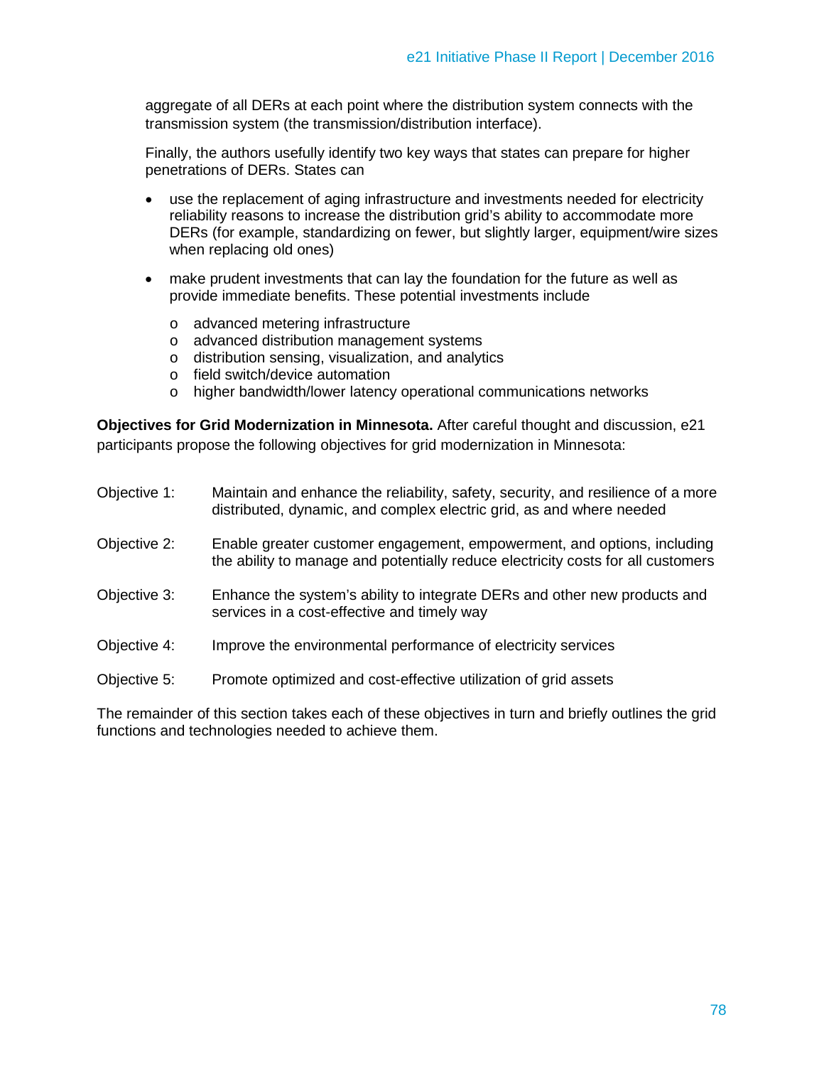aggregate of all DERs at each point where the distribution system connects with the transmission system (the transmission/distribution interface).

Finally, the authors usefully identify two key ways that states can prepare for higher penetrations of DERs. States can

- use the replacement of aging infrastructure and investments needed for electricity reliability reasons to increase the distribution grid's ability to accommodate more DERs (for example, standardizing on fewer, but slightly larger, equipment/wire sizes when replacing old ones)
- make prudent investments that can lay the foundation for the future as well as provide immediate benefits. These potential investments include
  - advanced metering infrastructure
  - advanced distribution management systems
  - distribution sensing, visualization, and analytics
  - field switch/device automation
  - higher bandwidth/lower latency operational communications networks

**Objectives for Grid Modernization in Minnesota.** After careful thought and discussion, e21 participants propose the following objectives for grid modernization in Minnesota:

Objective 1: Maintain and enhance the reliability, safety, security, and resilience of a more distributed, dynamic, and complex electric grid, as and where needed

Objective 2: Enable greater customer engagement, empowerment, and options, including the ability to manage and potentially reduce electricity costs for all customers

Objective 3: Enhance the system's ability to integrate DERs and other new products and services in a cost-effective and timely way

Objective 4: Improve the environmental performance of electricity services

Objective 5: Promote optimized and cost-effective utilization of grid assets

The remainder of this section takes each of these objectives in turn and briefly outlines the grid functions and technologies needed to achieve them.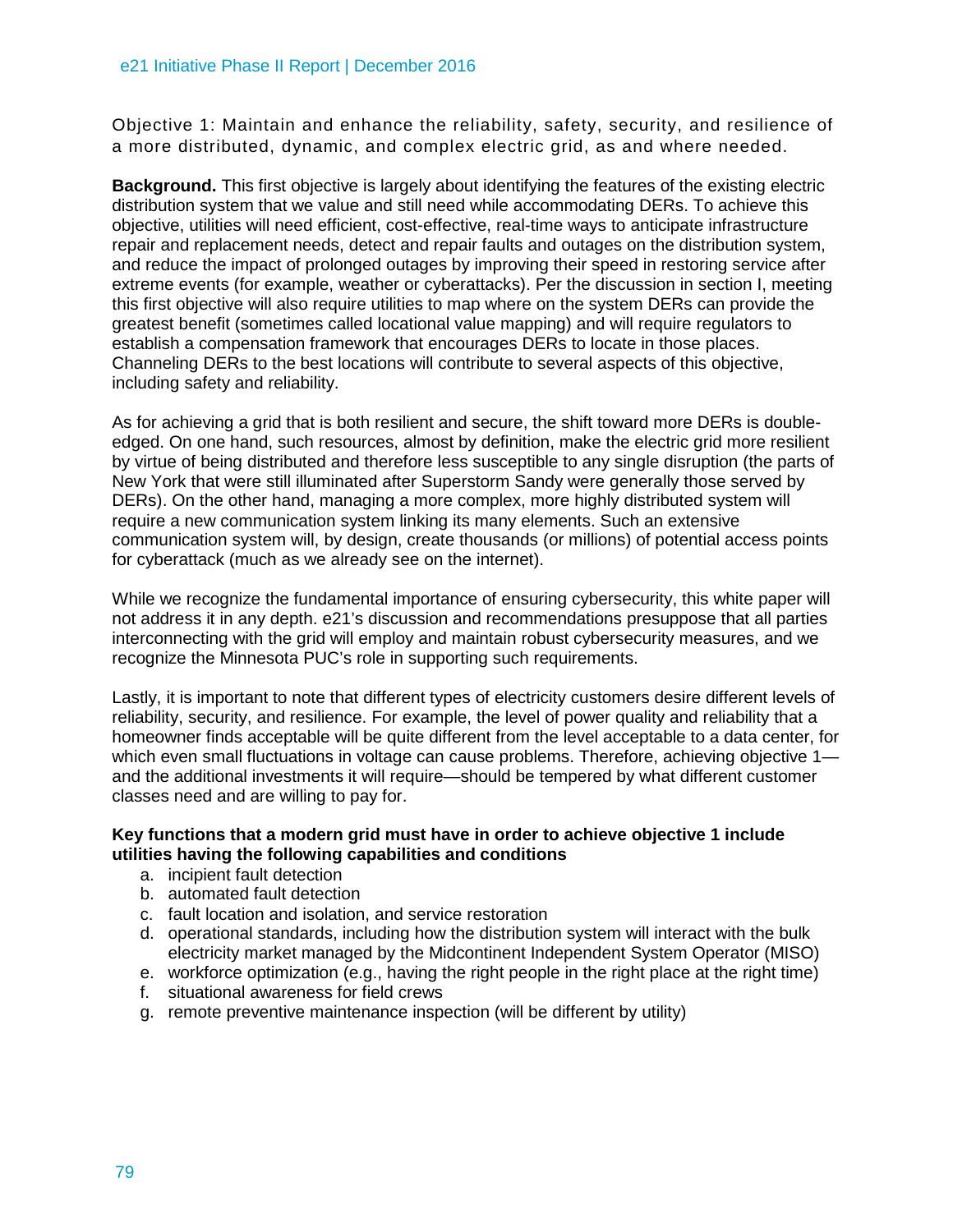### Objective 1: Maintain and enhance the reliability, safety, security, and resilience of a more distributed, dynamic, and complex electric grid, as and where needed.

**Background.** This first objective is largely about identifying the features of the existing electric distribution system that we value and still need while accommodating DERs. To achieve this objective, utilities will need efficient, cost-effective, real-time ways to anticipate infrastructure repair and replacement needs, detect and repair faults and outages on the distribution system, and reduce the impact of prolonged outages by improving their speed in restoring service after extreme events (for example, weather or cyberattacks). Per the discussion in section I, meeting this first objective will also require utilities to map where on the system DERs can provide the greatest benefit (sometimes called locational value mapping) and will require regulators to establish a compensation framework that encourages DERs to locate in those places. Channeling DERs to the best locations will contribute to several aspects of this objective, including safety and reliability.

As for achieving a grid that is both resilient and secure, the shift toward more DERs is double-edged. On one hand, such resources, almost by definition, make the electric grid more resilient by virtue of being distributed and therefore less susceptible to any single disruption (the parts of New York that were still illuminated after Superstorm Sandy were generally those served by DERs). On the other hand, managing a more complex, more highly distributed system will require a new communication system linking its many elements. Such an extensive communication system will, by design, create thousands (or millions) of potential access points for cyberattack (much as we already see on the internet).

While we recognize the fundamental importance of ensuring cybersecurity, this white paper will not address it in any depth. e21's discussion and recommendations presuppose that all parties interconnecting with the grid will employ and maintain robust cybersecurity measures, and we recognize the Minnesota PUC's role in supporting such requirements.

Lastly, it is important to note that different types of electricity customers desire different levels of reliability, security, and resilience. For example, the level of power quality and reliability that a homeowner finds acceptable will be quite different from the level acceptable to a data center, for which even small fluctuations in voltage can cause problems. Therefore, achieving objective 1—and the additional investments it will require—should be tempered by what different customer classes need and are willing to pay for.

**Key functions that a modern grid must have in order to achieve objective 1 include utilities having the following capabilities and conditions**

a. incipient fault detection
b. automated fault detection
c. fault location and isolation, and service restoration
d. operational standards, including how the distribution system will interact with the bulk electricity market managed by the Midcontinent Independent System Operator (MISO)
e. workforce optimization (e.g., having the right people in the right place at the right time)
f. situational awareness for field crews
g. remote preventive maintenance inspection (will be different by utility)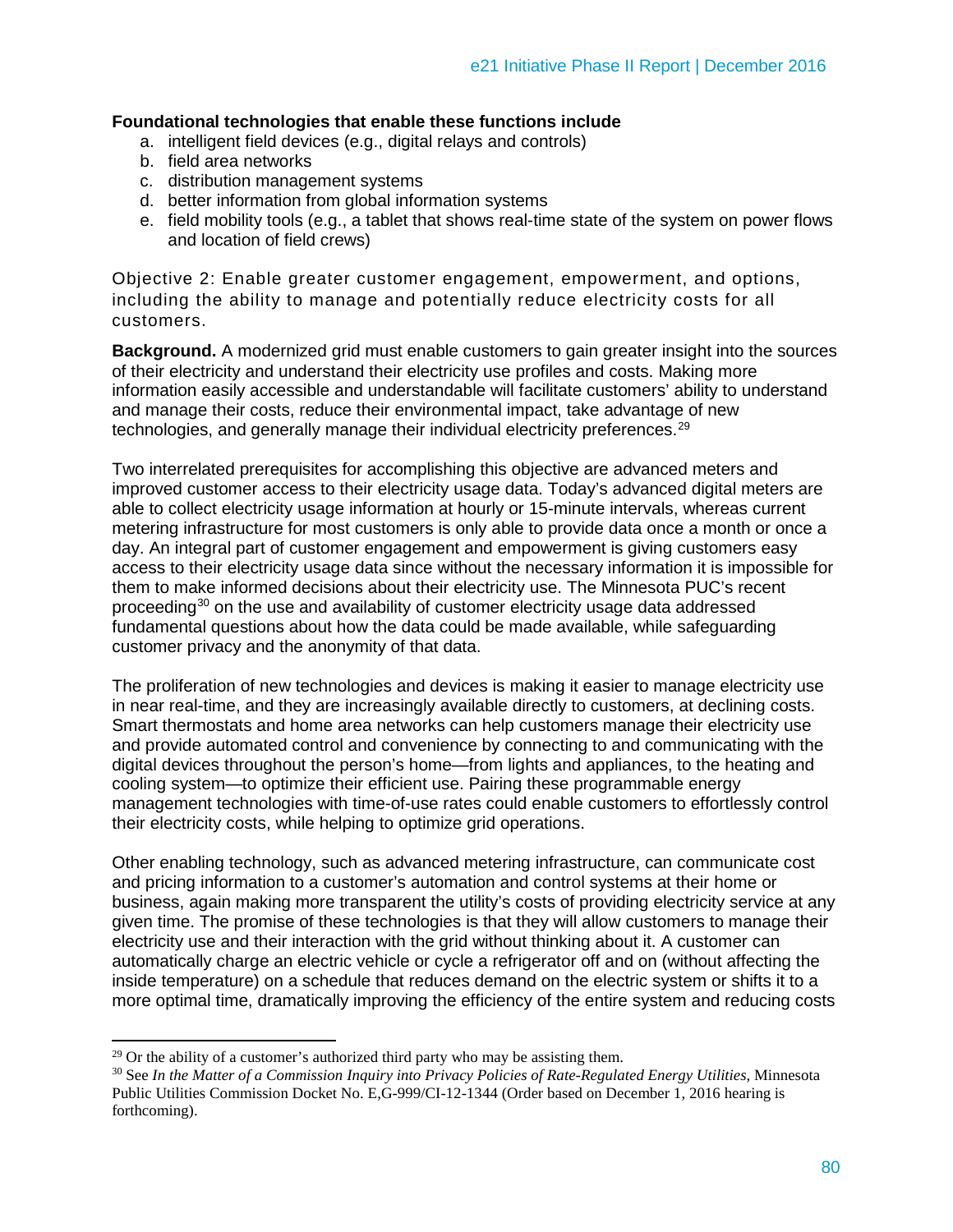**Foundational technologies that enable these functions include**

a. intelligent field devices (e.g., digital relays and controls)
b. field area networks
c. distribution management systems
d. better information from global information systems
e. field mobility tools (e.g., a tablet that shows real-time state of the system on power flows and location of field crews)

### Objective 2: Enable greater customer engagement, empowerment, and options, including the ability to manage and potentially reduce electricity costs for all customers.

**Background.** A modernized grid must enable customers to gain greater insight into the sources of their electricity and understand their electricity use profiles and costs. Making more information easily accessible and understandable will facilitate customers' ability to understand and manage their costs, reduce their environmental impact, take advantage of new technologies, and generally manage their individual electricity preferences.[29]

Two interrelated prerequisites for accomplishing this objective are advanced meters and improved customer access to their electricity usage data. Today's advanced digital meters are able to collect electricity usage information at hourly or 15-minute intervals, whereas current metering infrastructure for most customers is only able to provide data once a month or once a day. An integral part of customer engagement and empowerment is giving customers easy access to their electricity usage data since without the necessary information it is impossible for them to make informed decisions about their electricity use. The Minnesota PUC's recent proceeding[30] on the use and availability of customer electricity usage data addressed fundamental questions about how the data could be made available, while safeguarding customer privacy and the anonymity of that data.

The proliferation of new technologies and devices is making it easier to manage electricity use in near real-time, and they are increasingly available directly to customers, at declining costs. Smart thermostats and home area networks can help customers manage their electricity use and provide automated control and convenience by connecting to and communicating with the digital devices throughout the person's home—from lights and appliances, to the heating and cooling system—to optimize their efficient use. Pairing these programmable energy management technologies with time-of-use rates could enable customers to effortlessly control their electricity costs, while helping to optimize grid operations.

Other enabling technology, such as advanced metering infrastructure, can communicate cost and pricing information to a customer's automation and control systems at their home or business, again making more transparent the utility's costs of providing electricity service at any given time. The promise of these technologies is that they will allow customers to manage their electricity use and their interaction with the grid without thinking about it. A customer can automatically charge an electric vehicle or cycle a refrigerator off and on (without affecting the inside temperature) on a schedule that reduces demand on the electric system or shifts it to a more optimal time, dramatically improving the efficiency of the entire system and reducing costs

---

[29] Or the ability of a customer's authorized third party who may be assisting them.

[30] See *In the Matter of a Commission Inquiry into Privacy Policies of Rate-Regulated Energy Utilities*, Minnesota Public Utilities Commission Docket No. E,G-999/CI-12-1344 (Order based on December 1, 2016 hearing is forthcoming).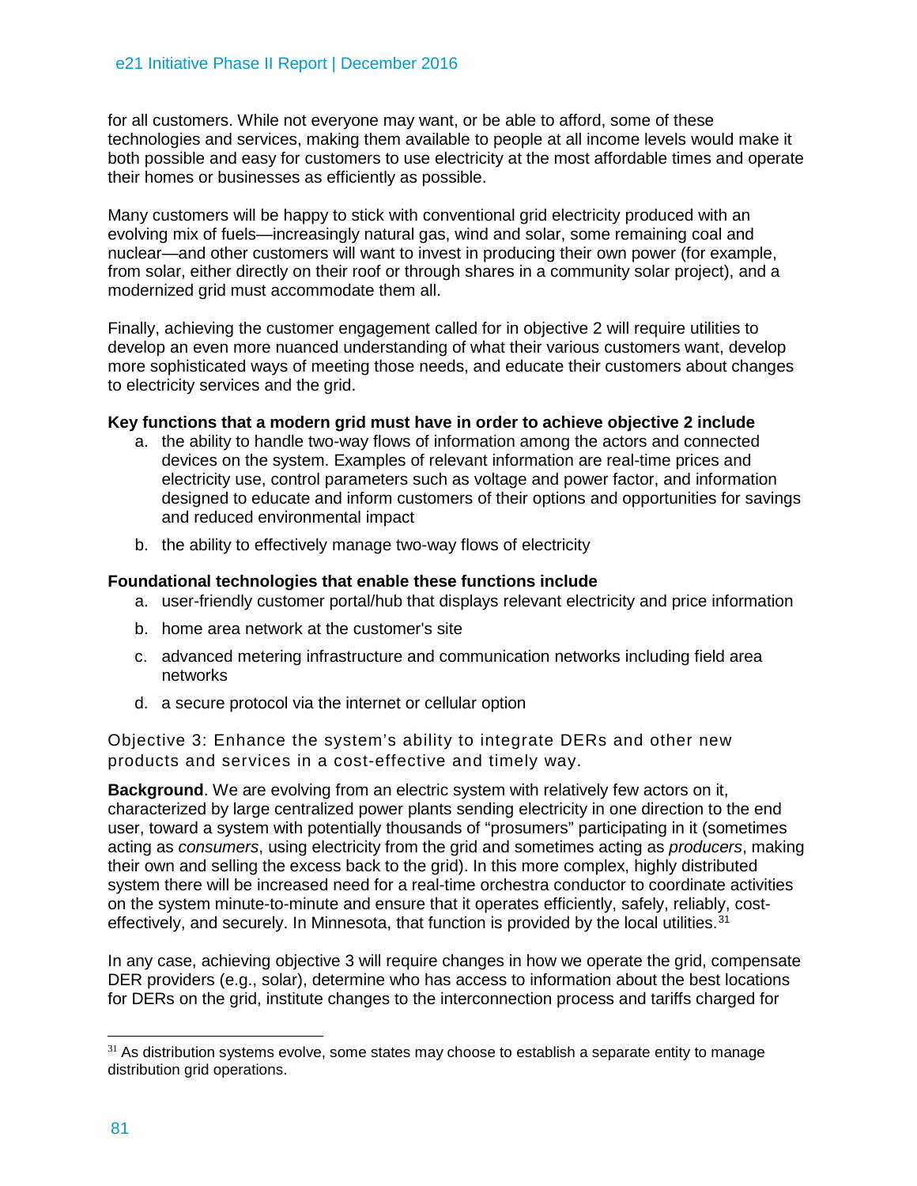for all customers. While not everyone may want, or be able to afford, some of these technologies and services, making them available to people at all income levels would make it both possible and easy for customers to use electricity at the most affordable times and operate their homes or businesses as efficiently as possible.

Many customers will be happy to stick with conventional grid electricity produced with an evolving mix of fuels—increasingly natural gas, wind and solar, some remaining coal and nuclear—and other customers will want to invest in producing their own power (for example, from solar, either directly on their roof or through shares in a community solar project), and a modernized grid must accommodate them all.

Finally, achieving the customer engagement called for in objective 2 will require utilities to develop an even more nuanced understanding of what their various customers want, develop more sophisticated ways of meeting those needs, and educate their customers about changes to electricity services and the grid.

**Key functions that a modern grid must have in order to achieve objective 2 include**

a. the ability to handle two-way flows of information among the actors and connected devices on the system. Examples of relevant information are real-time prices and electricity use, control parameters such as voltage and power factor, and information designed to educate and inform customers of their options and opportunities for savings and reduced environmental impact
b. the ability to effectively manage two-way flows of electricity

**Foundational technologies that enable these functions include**

a. user-friendly customer portal/hub that displays relevant electricity and price information
b. home area network at the customer's site
c. advanced metering infrastructure and communication networks including field area networks
d. a secure protocol via the internet or cellular option

### Objective 3: Enhance the system's ability to integrate DERs and other new products and services in a cost-effective and timely way.

**Background**. We are evolving from an electric system with relatively few actors on it, characterized by large centralized power plants sending electricity in one direction to the end user, toward a system with potentially thousands of "prosumers" participating in it (sometimes acting as *consumers*, using electricity from the grid and sometimes acting as *producers*, making their own and selling the excess back to the grid). In this more complex, highly distributed system there will be increased need for a real-time orchestra conductor to coordinate activities on the system minute-to-minute and ensure that it operates efficiently, safely, reliably, cost-effectively, and securely. In Minnesota, that function is provided by the local utilities.[31]

In any case, achieving objective 3 will require changes in how we operate the grid, compensate DER providers (e.g., solar), determine who has access to information about the best locations for DERs on the grid, institute changes to the interconnection process and tariffs charged for

[31] As distribution systems evolve, some states may choose to establish a separate entity to manage distribution grid operations.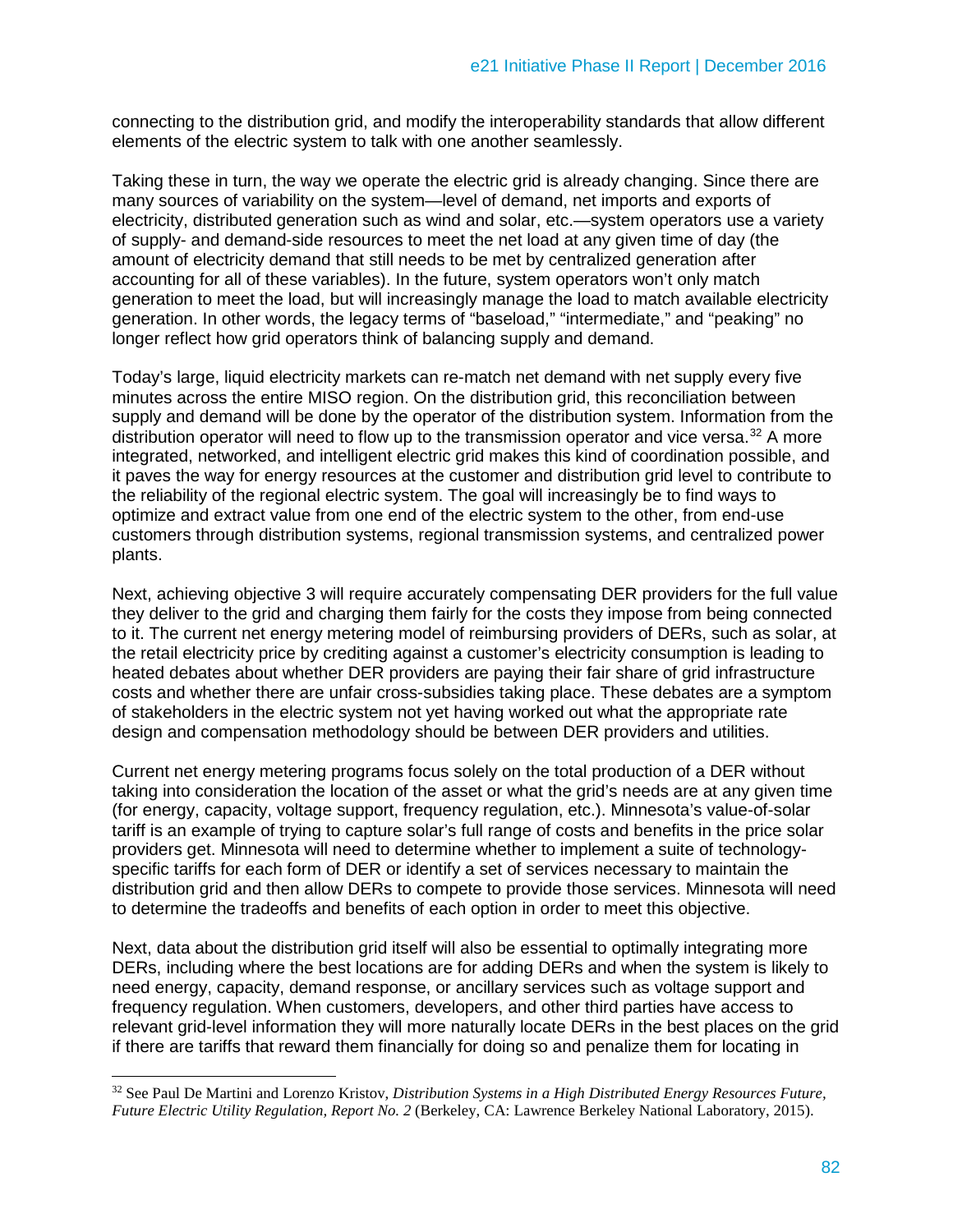connecting to the distribution grid, and modify the interoperability standards that allow different elements of the electric system to talk with one another seamlessly.

Taking these in turn, the way we operate the electric grid is already changing. Since there are many sources of variability on the system—level of demand, net imports and exports of electricity, distributed generation such as wind and solar, etc.—system operators use a variety of supply- and demand-side resources to meet the net load at any given time of day (the amount of electricity demand that still needs to be met by centralized generation after accounting for all of these variables). In the future, system operators won't only match generation to meet the load, but will increasingly manage the load to match available electricity generation. In other words, the legacy terms of "baseload," "intermediate," and "peaking" no longer reflect how grid operators think of balancing supply and demand.

Today's large, liquid electricity markets can re-match net demand with net supply every five minutes across the entire MISO region. On the distribution grid, this reconciliation between supply and demand will be done by the operator of the distribution system. Information from the distribution operator will need to flow up to the transmission operator and vice versa.[32] A more integrated, networked, and intelligent electric grid makes this kind of coordination possible, and it paves the way for energy resources at the customer and distribution grid level to contribute to the reliability of the regional electric system. The goal will increasingly be to find ways to optimize and extract value from one end of the electric system to the other, from end-use customers through distribution systems, regional transmission systems, and centralized power plants.

Next, achieving objective 3 will require accurately compensating DER providers for the full value they deliver to the grid and charging them fairly for the costs they impose from being connected to it. The current net energy metering model of reimbursing providers of DERs, such as solar, at the retail electricity price by crediting against a customer's electricity consumption is leading to heated debates about whether DER providers are paying their fair share of grid infrastructure costs and whether there are unfair cross-subsidies taking place. These debates are a symptom of stakeholders in the electric system not yet having worked out what the appropriate rate design and compensation methodology should be between DER providers and utilities.

Current net energy metering programs focus solely on the total production of a DER without taking into consideration the location of the asset or what the grid's needs are at any given time (for energy, capacity, voltage support, frequency regulation, etc.). Minnesota's value-of-solar tariff is an example of trying to capture solar's full range of costs and benefits in the price solar providers get. Minnesota will need to determine whether to implement a suite of technology-specific tariffs for each form of DER or identify a set of services necessary to maintain the distribution grid and then allow DERs to compete to provide those services. Minnesota will need to determine the tradeoffs and benefits of each option in order to meet this objective.

Next, data about the distribution grid itself will also be essential to optimally integrating more DERs, including where the best locations are for adding DERs and when the system is likely to need energy, capacity, demand response, or ancillary services such as voltage support and frequency regulation. When customers, developers, and other third parties have access to relevant grid-level information they will more naturally locate DERs in the best places on the grid if there are tariffs that reward them financially for doing so and penalize them for locating in

[32] See Paul De Martini and Lorenzo Kristov, *Distribution Systems in a High Distributed Energy Resources Future, Future Electric Utility Regulation, Report No. 2* (Berkeley, CA: Lawrence Berkeley National Laboratory, 2015).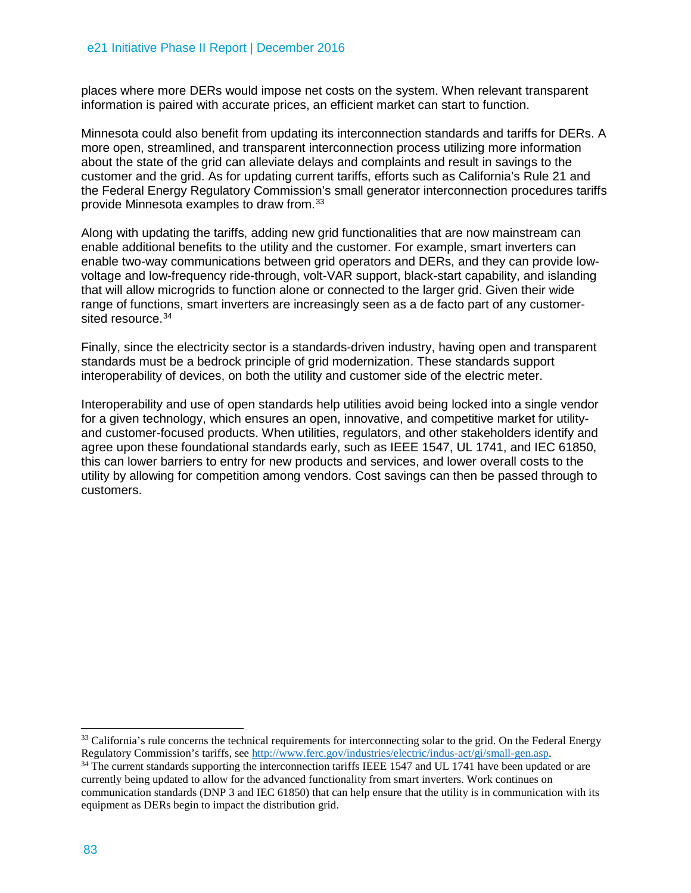places where more DERs would impose net costs on the system. When relevant transparent information is paired with accurate prices, an efficient market can start to function.

Minnesota could also benefit from updating its interconnection standards and tariffs for DERs. A more open, streamlined, and transparent interconnection process utilizing more information about the state of the grid can alleviate delays and complaints and result in savings to the customer and the grid. As for updating current tariffs, efforts such as California's Rule 21 and the Federal Energy Regulatory Commission's small generator interconnection procedures tariffs provide Minnesota examples to draw from.[33]

Along with updating the tariffs, adding new grid functionalities that are now mainstream can enable additional benefits to the utility and the customer. For example, smart inverters can enable two-way communications between grid operators and DERs, and they can provide low-voltage and low-frequency ride-through, volt-VAR support, black-start capability, and islanding that will allow microgrids to function alone or connected to the larger grid. Given their wide range of functions, smart inverters are increasingly seen as a de facto part of any customer-sited resource.[34]

Finally, since the electricity sector is a standards-driven industry, having open and transparent standards must be a bedrock principle of grid modernization. These standards support interoperability of devices, on both the utility and customer side of the electric meter.

Interoperability and use of open standards help utilities avoid being locked into a single vendor for a given technology, which ensures an open, innovative, and competitive market for utility- and customer-focused products. When utilities, regulators, and other stakeholders identify and agree upon these foundational standards early, such as IEEE 1547, UL 1741, and IEC 61850, this can lower barriers to entry for new products and services, and lower overall costs to the utility by allowing for competition among vendors. Cost savings can then be passed through to customers.

---

[33] California's rule concerns the technical requirements for interconnecting solar to the grid. On the Federal Energy Regulatory Commission's tariffs, see http://www.ferc.gov/industries/electric/indus-act/gi/small-gen.asp.

[34] The current standards supporting the interconnection tariffs IEEE 1547 and UL 1741 have been updated or are currently being updated to allow for the advanced functionality from smart inverters. Work continues on communication standards (DNP 3 and IEC 61850) that can help ensure that the utility is in communication with its equipment as DERs begin to impact the distribution grid.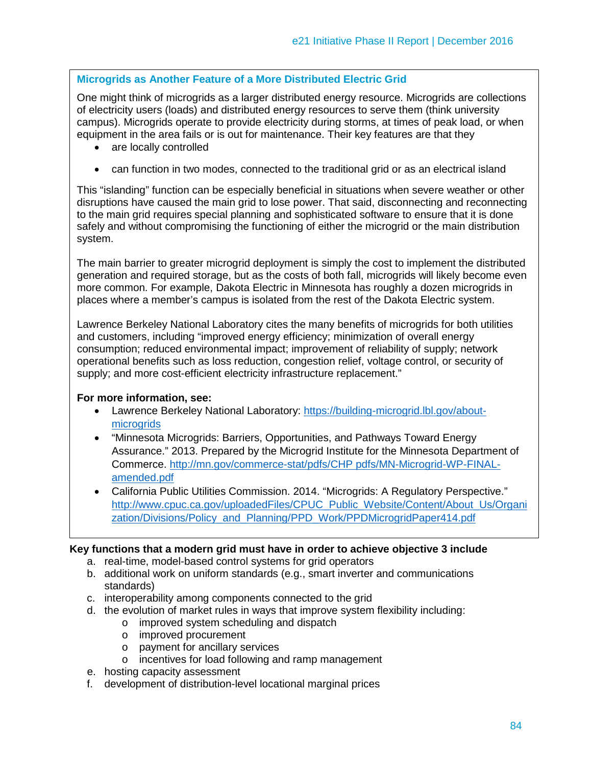### Microgrids as Another Feature of a More Distributed Electric Grid

One might think of microgrids as a larger distributed energy resource. Microgrids are collections of electricity users (loads) and distributed energy resources to serve them (think university campus). Microgrids operate to provide electricity during storms, at times of peak load, or when equipment in the area fails or is out for maintenance. Their key features are that they

- are locally controlled
- can function in two modes, connected to the traditional grid or as an electrical island

This "islanding" function can be especially beneficial in situations when severe weather or other disruptions have caused the main grid to lose power. That said, disconnecting and reconnecting to the main grid requires special planning and sophisticated software to ensure that it is done safely and without compromising the functioning of either the microgrid or the main distribution system.

The main barrier to greater microgrid deployment is simply the cost to implement the distributed generation and required storage, but as the costs of both fall, microgrids will likely become even more common. For example, Dakota Electric in Minnesota has roughly a dozen microgrids in places where a member's campus is isolated from the rest of the Dakota Electric system.

Lawrence Berkeley National Laboratory cites the many benefits of microgrids for both utilities and customers, including "improved energy efficiency; minimization of overall energy consumption; reduced environmental impact; improvement of reliability of supply; network operational benefits such as loss reduction, congestion relief, voltage control, or security of supply; and more cost-efficient electricity infrastructure replacement."

**For more information, see:**

- Lawrence Berkeley National Laboratory: https://building-microgrid.lbl.gov/about-microgrids
- "Minnesota Microgrids: Barriers, Opportunities, and Pathways Toward Energy Assurance." 2013. Prepared by the Microgrid Institute for the Minnesota Department of Commerce. http://mn.gov/commerce-stat/pdfs/CHP pdfs/MN-Microgrid-WP-FINAL-amended.pdf
- California Public Utilities Commission. 2014. "Microgrids: A Regulatory Perspective." http://www.cpuc.ca.gov/uploadedFiles/CPUC_Public_Website/Content/About_Us/Organization/Divisions/Policy_and_Planning/PPD_Work/PPDMicrogridPaper414.pdf

**Key functions that a modern grid must have in order to achieve objective 3 include**

a. real-time, model-based control systems for grid operators
b. additional work on uniform standards (e.g., smart inverter and communications standards)
c. interoperability among components connected to the grid
d. the evolution of market rules in ways that improve system flexibility including:
   - improved system scheduling and dispatch
   - improved procurement
   - payment for ancillary services
   - incentives for load following and ramp management
e. hosting capacity assessment
f. development of distribution-level locational marginal prices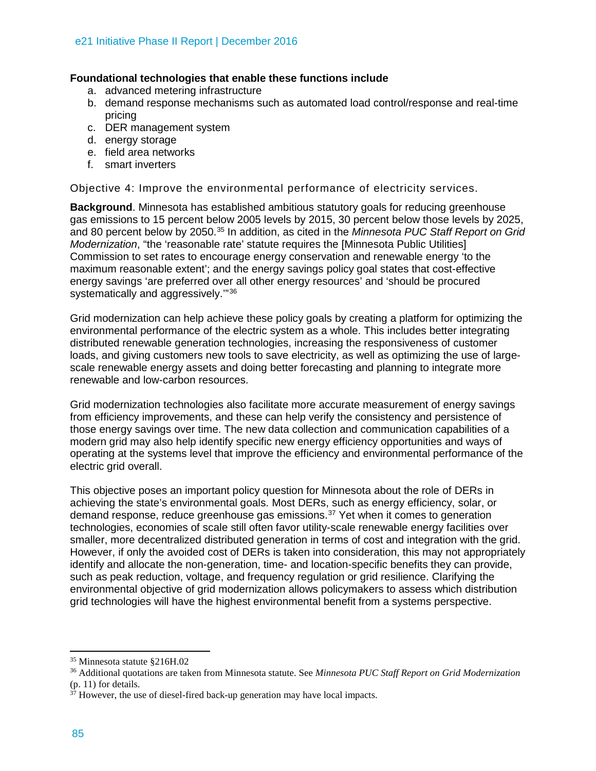**Foundational technologies that enable these functions include**

a. advanced metering infrastructure
b. demand response mechanisms such as automated load control/response and real-time pricing
c. DER management system
d. energy storage
e. field area networks
f. smart inverters

### Objective 4: Improve the environmental performance of electricity services.

**Background**. Minnesota has established ambitious statutory goals for reducing greenhouse gas emissions to 15 percent below 2005 levels by 2015, 30 percent below those levels by 2025, and 80 percent below by 2050.[35] In addition, as cited in the *Minnesota PUC Staff Report on Grid Modernization*, "the 'reasonable rate' statute requires the [Minnesota Public Utilities] Commission to set rates to encourage energy conservation and renewable energy 'to the maximum reasonable extent'; and the energy savings policy goal states that cost-effective energy savings 'are preferred over all other energy resources' and 'should be procured systematically and aggressively.'"[36]

Grid modernization can help achieve these policy goals by creating a platform for optimizing the environmental performance of the electric system as a whole. This includes better integrating distributed renewable generation technologies, increasing the responsiveness of customer loads, and giving customers new tools to save electricity, as well as optimizing the use of large-scale renewable energy assets and doing better forecasting and planning to integrate more renewable and low-carbon resources.

Grid modernization technologies also facilitate more accurate measurement of energy savings from efficiency improvements, and these can help verify the consistency and persistence of those energy savings over time. The new data collection and communication capabilities of a modern grid may also help identify specific new energy efficiency opportunities and ways of operating at the systems level that improve the efficiency and environmental performance of the electric grid overall.

This objective poses an important policy question for Minnesota about the role of DERs in achieving the state's environmental goals. Most DERs, such as energy efficiency, solar, or demand response, reduce greenhouse gas emissions.[37] Yet when it comes to generation technologies, economies of scale still often favor utility-scale renewable energy facilities over smaller, more decentralized distributed generation in terms of cost and integration with the grid. However, if only the avoided cost of DERs is taken into consideration, this may not appropriately identify and allocate the non-generation, time- and location-specific benefits they can provide, such as peak reduction, voltage, and frequency regulation or grid resilience. Clarifying the environmental objective of grid modernization allows policymakers to assess which distribution grid technologies will have the highest environmental benefit from a systems perspective.

---

[35] Minnesota statute §216H.02

[36] Additional quotations are taken from Minnesota statute. See *Minnesota PUC Staff Report on Grid Modernization* (p. 11) for details.

[37] However, the use of diesel-fired back-up generation may have local impacts.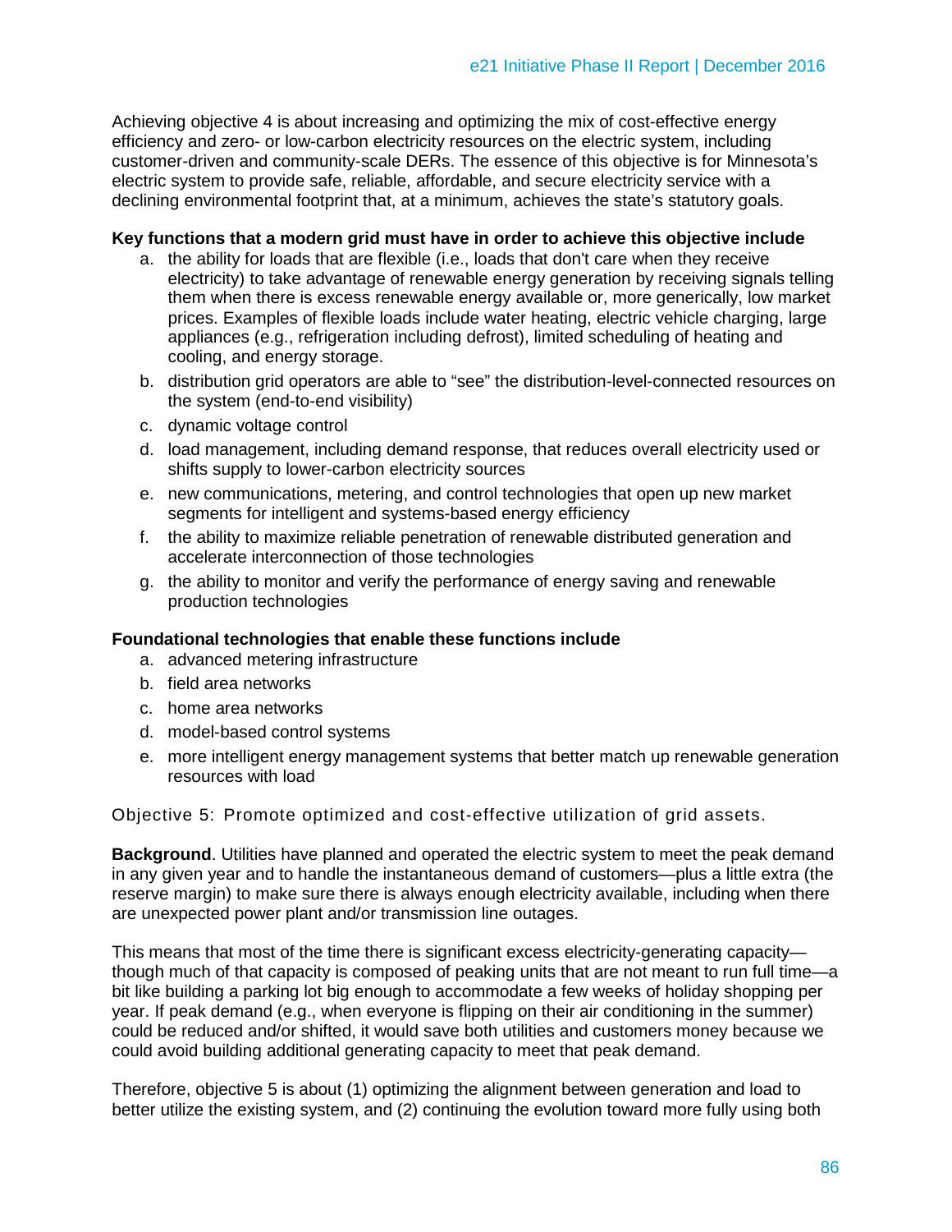Achieving objective 4 is about increasing and optimizing the mix of cost-effective energy efficiency and zero- or low-carbon electricity resources on the electric system, including customer-driven and community-scale DERs. The essence of this objective is for Minnesota's electric system to provide safe, reliable, affordable, and secure electricity service with a declining environmental footprint that, at a minimum, achieves the state's statutory goals.

**Key functions that a modern grid must have in order to achieve this objective include**

a. the ability for loads that are flexible (i.e., loads that don't care when they receive electricity) to take advantage of renewable energy generation by receiving signals telling them when there is excess renewable energy available or, more generically, low market prices. Examples of flexible loads include water heating, electric vehicle charging, large appliances (e.g., refrigeration including defrost), limited scheduling of heating and cooling, and energy storage.
b. distribution grid operators are able to "see" the distribution-level-connected resources on the system (end-to-end visibility)
c. dynamic voltage control
d. load management, including demand response, that reduces overall electricity used or shifts supply to lower-carbon electricity sources
e. new communications, metering, and control technologies that open up new market segments for intelligent and systems-based energy efficiency
f. the ability to maximize reliable penetration of renewable distributed generation and accelerate interconnection of those technologies
g. the ability to monitor and verify the performance of energy saving and renewable production technologies

**Foundational technologies that enable these functions include**

a. advanced metering infrastructure
b. field area networks
c. home area networks
d. model-based control systems
e. more intelligent energy management systems that better match up renewable generation resources with load

### Objective 5: Promote optimized and cost-effective utilization of grid assets.

**Background**. Utilities have planned and operated the electric system to meet the peak demand in any given year and to handle the instantaneous demand of customers—plus a little extra (the reserve margin) to make sure there is always enough electricity available, including when there are unexpected power plant and/or transmission line outages.

This means that most of the time there is significant excess electricity-generating capacity—though much of that capacity is composed of peaking units that are not meant to run full time—a bit like building a parking lot big enough to accommodate a few weeks of holiday shopping per year. If peak demand (e.g., when everyone is flipping on their air conditioning in the summer) could be reduced and/or shifted, it would save both utilities and customers money because we could avoid building additional generating capacity to meet that peak demand.

Therefore, objective 5 is about (1) optimizing the alignment between generation and load to better utilize the existing system, and (2) continuing the evolution toward more fully using both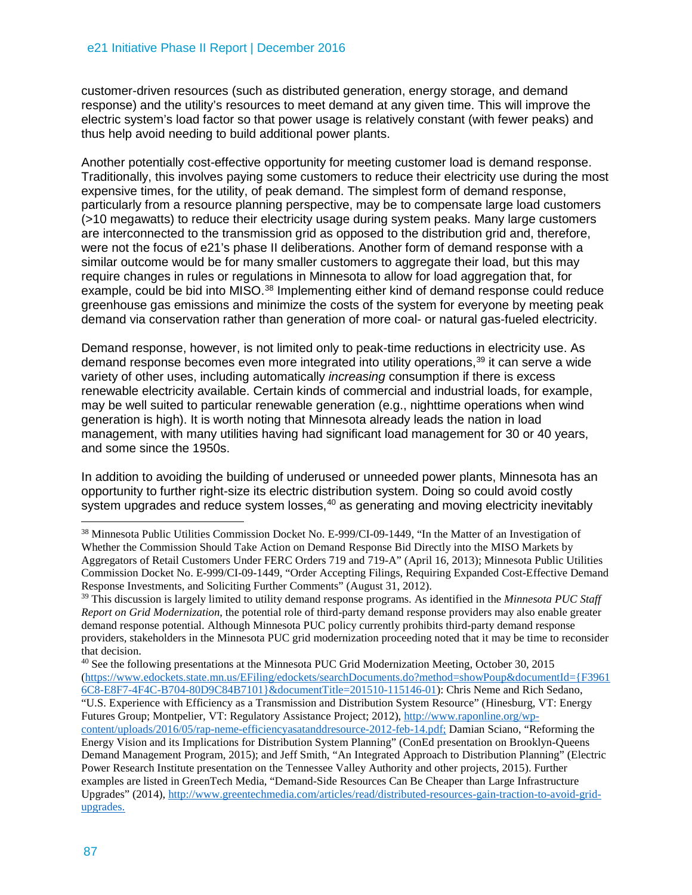customer-driven resources (such as distributed generation, energy storage, and demand response) and the utility's resources to meet demand at any given time. This will improve the electric system's load factor so that power usage is relatively constant (with fewer peaks) and thus help avoid needing to build additional power plants.

Another potentially cost-effective opportunity for meeting customer load is demand response. Traditionally, this involves paying some customers to reduce their electricity use during the most expensive times, for the utility, of peak demand. The simplest form of demand response, particularly from a resource planning perspective, may be to compensate large load customers (>10 megawatts) to reduce their electricity usage during system peaks. Many large customers are interconnected to the transmission grid as opposed to the distribution grid and, therefore, were not the focus of e21's phase II deliberations. Another form of demand response with a similar outcome would be for many smaller customers to aggregate their load, but this may require changes in rules or regulations in Minnesota to allow for load aggregation that, for example, could be bid into MISO.[38] Implementing either kind of demand response could reduce greenhouse gas emissions and minimize the costs of the system for everyone by meeting peak demand via conservation rather than generation of more coal- or natural gas-fueled electricity.

Demand response, however, is not limited only to peak-time reductions in electricity use. As demand response becomes even more integrated into utility operations,[39] it can serve a wide variety of other uses, including automatically *increasing* consumption if there is excess renewable electricity available. Certain kinds of commercial and industrial loads, for example, may be well suited to particular renewable generation (e.g., nighttime operations when wind generation is high). It is worth noting that Minnesota already leads the nation in load management, with many utilities having had significant load management for 30 or 40 years, and some since the 1950s.

In addition to avoiding the building of underused or unneeded power plants, Minnesota has an opportunity to further right-size its electric distribution system. Doing so could avoid costly system upgrades and reduce system losses,[40] as generating and moving electricity inevitably

---

[38] Minnesota Public Utilities Commission Docket No. E-999/CI-09-1449, "In the Matter of an Investigation of Whether the Commission Should Take Action on Demand Response Bid Directly into the MISO Markets by Aggregators of Retail Customers Under FERC Orders 719 and 719-A" (April 16, 2013); Minnesota Public Utilities Commission Docket No. E-999/CI-09-1449, "Order Accepting Filings, Requiring Expanded Cost-Effective Demand Response Investments, and Soliciting Further Comments" (August 31, 2012).

[39] This discussion is largely limited to utility demand response programs. As identified in the *Minnesota PUC Staff Report on Grid Modernization*, the potential role of third-party demand response providers may also enable greater demand response potential. Although Minnesota PUC policy currently prohibits third-party demand response providers, stakeholders in the Minnesota PUC grid modernization proceeding noted that it may be time to reconsider that decision.

[40] See the following presentations at the Minnesota PUC Grid Modernization Meeting, October 30, 2015 (https://www.edockets.state.mn.us/EFiling/edockets/searchDocuments.do?method=showPoup&documentId={F39616C8-E8F7-4F4C-B704-80D9C84B7101}&documentTitle=201510-115146-01): Chris Neme and Rich Sedano, "U.S. Experience with Efficiency as a Transmission and Distribution System Resource" (Hinesburg, VT: Energy Futures Group; Montpelier, VT: Regulatory Assistance Project; 2012), http://www.raponline.org/wp-content/uploads/2016/05/rap-neme-efficiencyasatanddresource-2012-feb-14.pdf; Damian Sciano, "Reforming the Energy Vision and its Implications for Distribution System Planning" (ConEd presentation on Brooklyn-Queens Demand Management Program, 2015); and Jeff Smith, "An Integrated Approach to Distribution Planning" (Electric Power Research Institute presentation on the Tennessee Valley Authority and other projects, 2015). Further examples are listed in GreenTech Media, "Demand-Side Resources Can Be Cheaper than Large Infrastructure Upgrades" (2014), http://www.greentechmedia.com/articles/read/distributed-resources-gain-traction-to-avoid-grid-upgrades.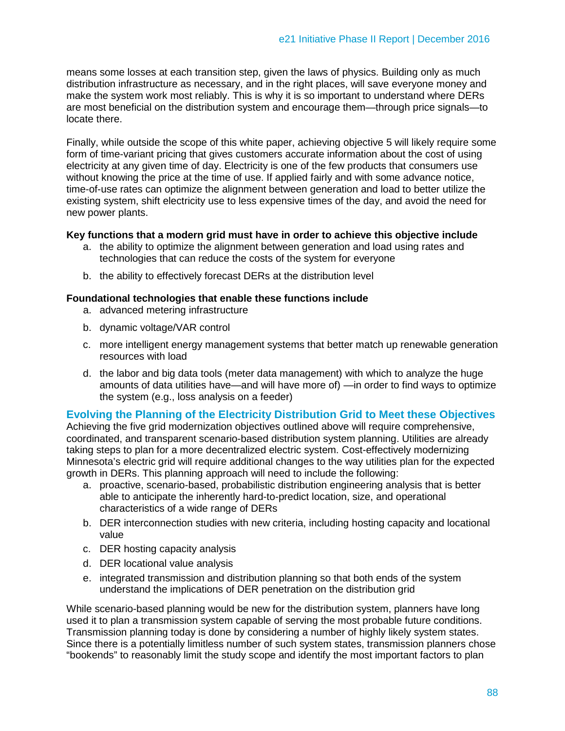means some losses at each transition step, given the laws of physics. Building only as much distribution infrastructure as necessary, and in the right places, will save everyone money and make the system work most reliably. This is why it is so important to understand where DERs are most beneficial on the distribution system and encourage them—through price signals—to locate there.

Finally, while outside the scope of this white paper, achieving objective 5 will likely require some form of time-variant pricing that gives customers accurate information about the cost of using electricity at any given time of day. Electricity is one of the few products that consumers use without knowing the price at the time of use. If applied fairly and with some advance notice, time-of-use rates can optimize the alignment between generation and load to better utilize the existing system, shift electricity use to less expensive times of the day, and avoid the need for new power plants.

**Key functions that a modern grid must have in order to achieve this objective include**

a. the ability to optimize the alignment between generation and load using rates and technologies that can reduce the costs of the system for everyone
b. the ability to effectively forecast DERs at the distribution level

**Foundational technologies that enable these functions include**

a. advanced metering infrastructure
b. dynamic voltage/VAR control
c. more intelligent energy management systems that better match up renewable generation resources with load
d. the labor and big data tools (meter data management) with which to analyze the huge amounts of data utilities have—and will have more of) —in order to find ways to optimize the system (e.g., loss analysis on a feeder)

## Evolving the Planning of the Electricity Distribution Grid to Meet these Objectives

Achieving the five grid modernization objectives outlined above will require comprehensive, coordinated, and transparent scenario-based distribution system planning. Utilities are already taking steps to plan for a more decentralized electric system. Cost-effectively modernizing Minnesota's electric grid will require additional changes to the way utilities plan for the expected growth in DERs. This planning approach will need to include the following:

a. proactive, scenario-based, probabilistic distribution engineering analysis that is better able to anticipate the inherently hard-to-predict location, size, and operational characteristics of a wide range of DERs
b. DER interconnection studies with new criteria, including hosting capacity and locational value
c. DER hosting capacity analysis
d. DER locational value analysis
e. integrated transmission and distribution planning so that both ends of the system understand the implications of DER penetration on the distribution grid

While scenario-based planning would be new for the distribution system, planners have long used it to plan a transmission system capable of serving the most probable future conditions. Transmission planning today is done by considering a number of highly likely system states. Since there is a potentially limitless number of such system states, transmission planners chose "bookends" to reasonably limit the study scope and identify the most important factors to plan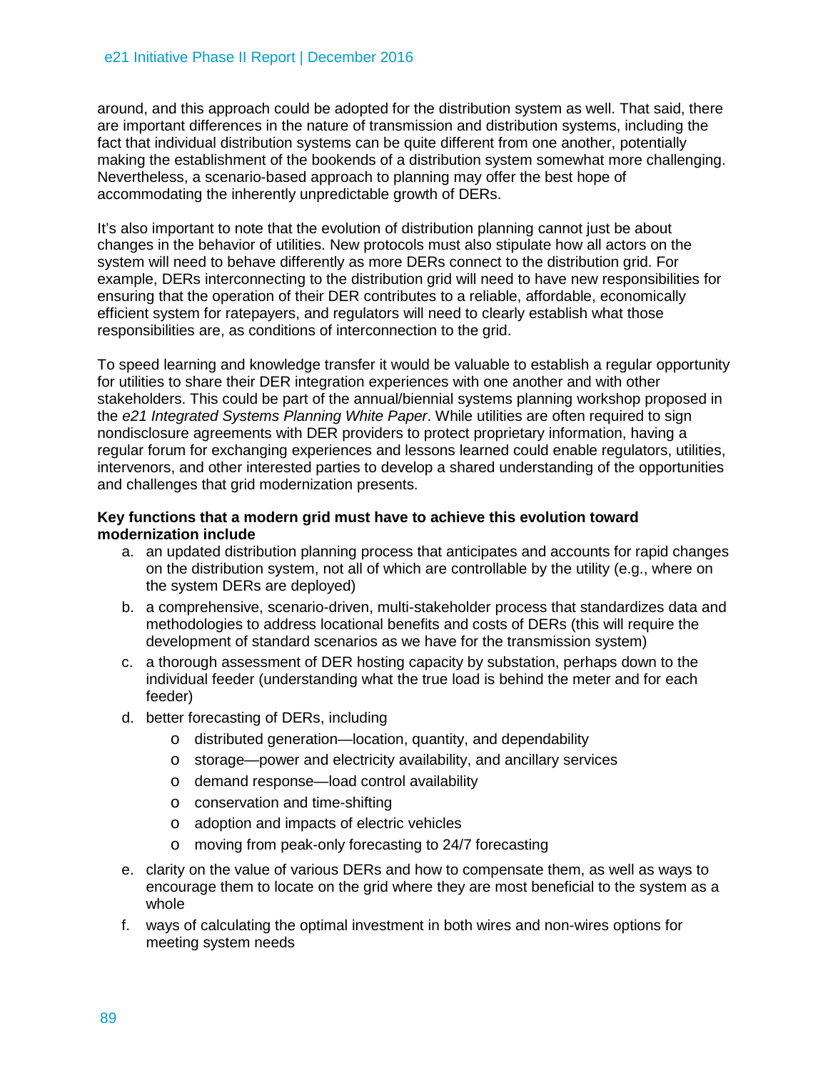around, and this approach could be adopted for the distribution system as well. That said, there are important differences in the nature of transmission and distribution systems, including the fact that individual distribution systems can be quite different from one another, potentially making the establishment of the bookends of a distribution system somewhat more challenging. Nevertheless, a scenario-based approach to planning may offer the best hope of accommodating the inherently unpredictable growth of DERs.

It's also important to note that the evolution of distribution planning cannot just be about changes in the behavior of utilities. New protocols must also stipulate how all actors on the system will need to behave differently as more DERs connect to the distribution grid. For example, DERs interconnecting to the distribution grid will need to have new responsibilities for ensuring that the operation of their DER contributes to a reliable, affordable, economically efficient system for ratepayers, and regulators will need to clearly establish what those responsibilities are, as conditions of interconnection to the grid.

To speed learning and knowledge transfer it would be valuable to establish a regular opportunity for utilities to share their DER integration experiences with one another and with other stakeholders. This could be part of the annual/biennial systems planning workshop proposed in the *e21 Integrated Systems Planning White Paper*. While utilities are often required to sign nondisclosure agreements with DER providers to protect proprietary information, having a regular forum for exchanging experiences and lessons learned could enable regulators, utilities, intervenors, and other interested parties to develop a shared understanding of the opportunities and challenges that grid modernization presents.

**Key functions that a modern grid must have to achieve this evolution toward modernization include**

a. an updated distribution planning process that anticipates and accounts for rapid changes on the distribution system, not all of which are controllable by the utility (e.g., where on the system DERs are deployed)
b. a comprehensive, scenario-driven, multi-stakeholder process that standardizes data and methodologies to address locational benefits and costs of DERs (this will require the development of standard scenarios as we have for the transmission system)
c. a thorough assessment of DER hosting capacity by substation, perhaps down to the individual feeder (understanding what the true load is behind the meter and for each feeder)
d. better forecasting of DERs, including
    - distributed generation—location, quantity, and dependability
    - storage—power and electricity availability, and ancillary services
    - demand response—load control availability
    - conservation and time-shifting
    - adoption and impacts of electric vehicles
    - moving from peak-only forecasting to 24/7 forecasting
e. clarity on the value of various DERs and how to compensate them, as well as ways to encourage them to locate on the grid where they are most beneficial to the system as a whole
f. ways of calculating the optimal investment in both wires and non-wires options for meeting system needs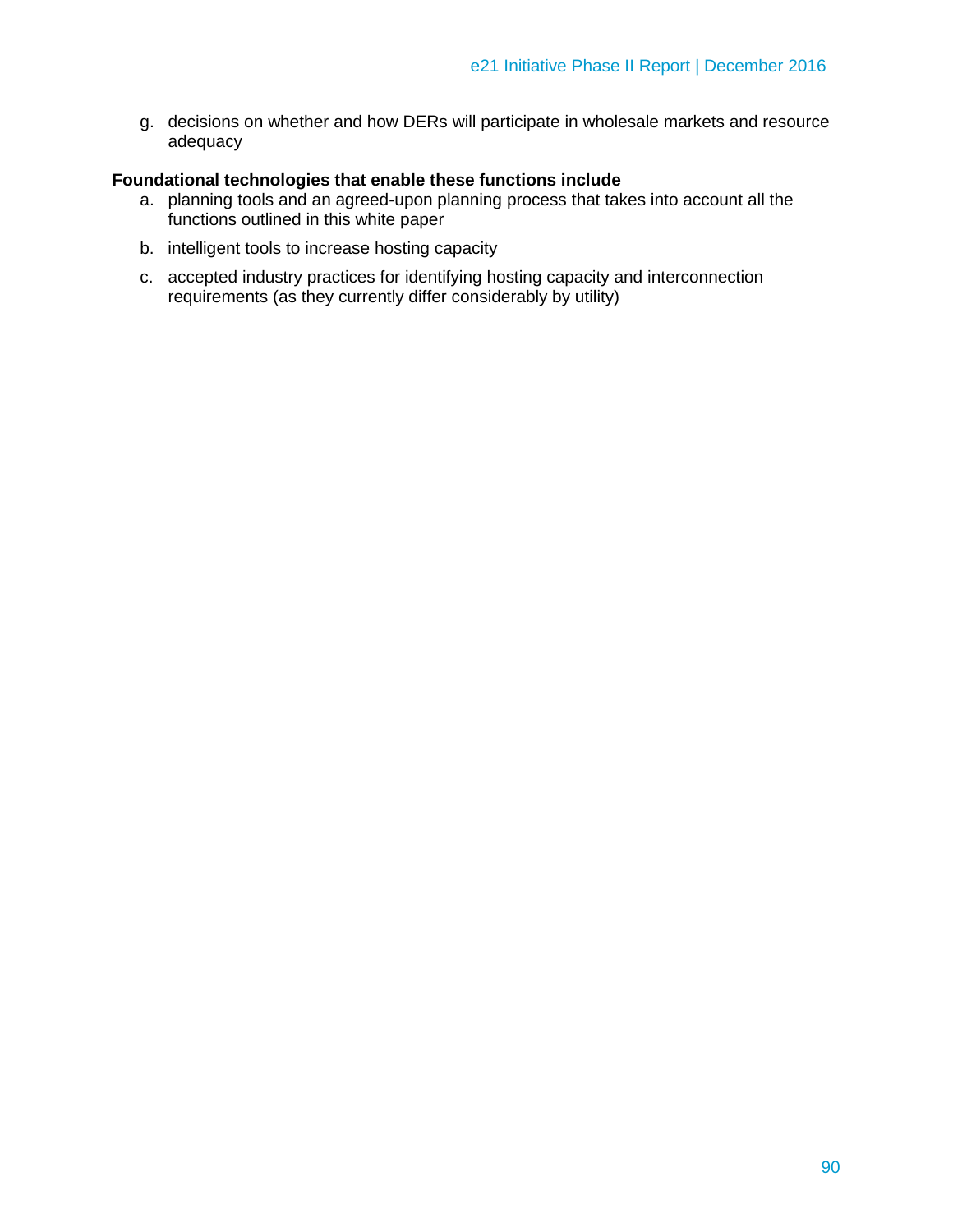g. decisions on whether and how DERs will participate in wholesale markets and resource adequacy

**Foundational technologies that enable these functions include**

a. planning tools and an agreed-upon planning process that takes into account all the functions outlined in this white paper

b. intelligent tools to increase hosting capacity

c. accepted industry practices for identifying hosting capacity and interconnection requirements (as they currently differ considerably by utility)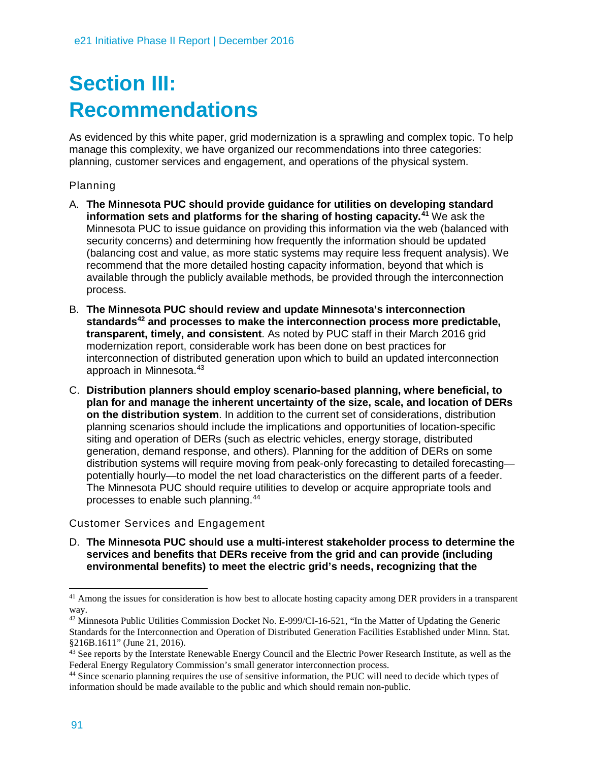# Section III: Recommendations

As evidenced by this white paper, grid modernization is a sprawling and complex topic. To help manage this complexity, we have organized our recommendations into three categories: planning, customer services and engagement, and operations of the physical system.

### Planning

A. **The Minnesota PUC should provide guidance for utilities on developing standard information sets and platforms for the sharing of hosting capacity.**[41] We ask the Minnesota PUC to issue guidance on providing this information via the web (balanced with security concerns) and determining how frequently the information should be updated (balancing cost and value, as more static systems may require less frequent analysis). We recommend that the more detailed hosting capacity information, beyond that which is available through the publicly available methods, be provided through the interconnection process.

B. **The Minnesota PUC should review and update Minnesota's interconnection standards**[42] **and processes to make the interconnection process more predictable, transparent, timely, and consistent**. As noted by PUC staff in their March 2016 grid modernization report, considerable work has been done on best practices for interconnection of distributed generation upon which to build an updated interconnection approach in Minnesota.[43]

C. **Distribution planners should employ scenario-based planning, where beneficial, to plan for and manage the inherent uncertainty of the size, scale, and location of DERs on the distribution system**. In addition to the current set of considerations, distribution planning scenarios should include the implications and opportunities of location-specific siting and operation of DERs (such as electric vehicles, energy storage, distributed generation, demand response, and others). Planning for the addition of DERs on some distribution systems will require moving from peak-only forecasting to detailed forecasting—potentially hourly—to model the net load characteristics on the different parts of a feeder. The Minnesota PUC should require utilities to develop or acquire appropriate tools and processes to enable such planning.[44]

### Customer Services and Engagement

D. **The Minnesota PUC should use a multi-interest stakeholder process to determine the services and benefits that DERs receive from the grid and can provide (including environmental benefits) to meet the electric grid's needs, recognizing that the**

---

[41] Among the issues for consideration is how best to allocate hosting capacity among DER providers in a transparent way.

[42] Minnesota Public Utilities Commission Docket No. E-999/CI-16-521, "In the Matter of Updating the Generic Standards for the Interconnection and Operation of Distributed Generation Facilities Established under Minn. Stat. §216B.1611" (June 21, 2016).

[43] See reports by the Interstate Renewable Energy Council and the Electric Power Research Institute, as well as the Federal Energy Regulatory Commission's small generator interconnection process.

[44] Since scenario planning requires the use of sensitive information, the PUC will need to decide which types of information should be made available to the public and which should remain non-public.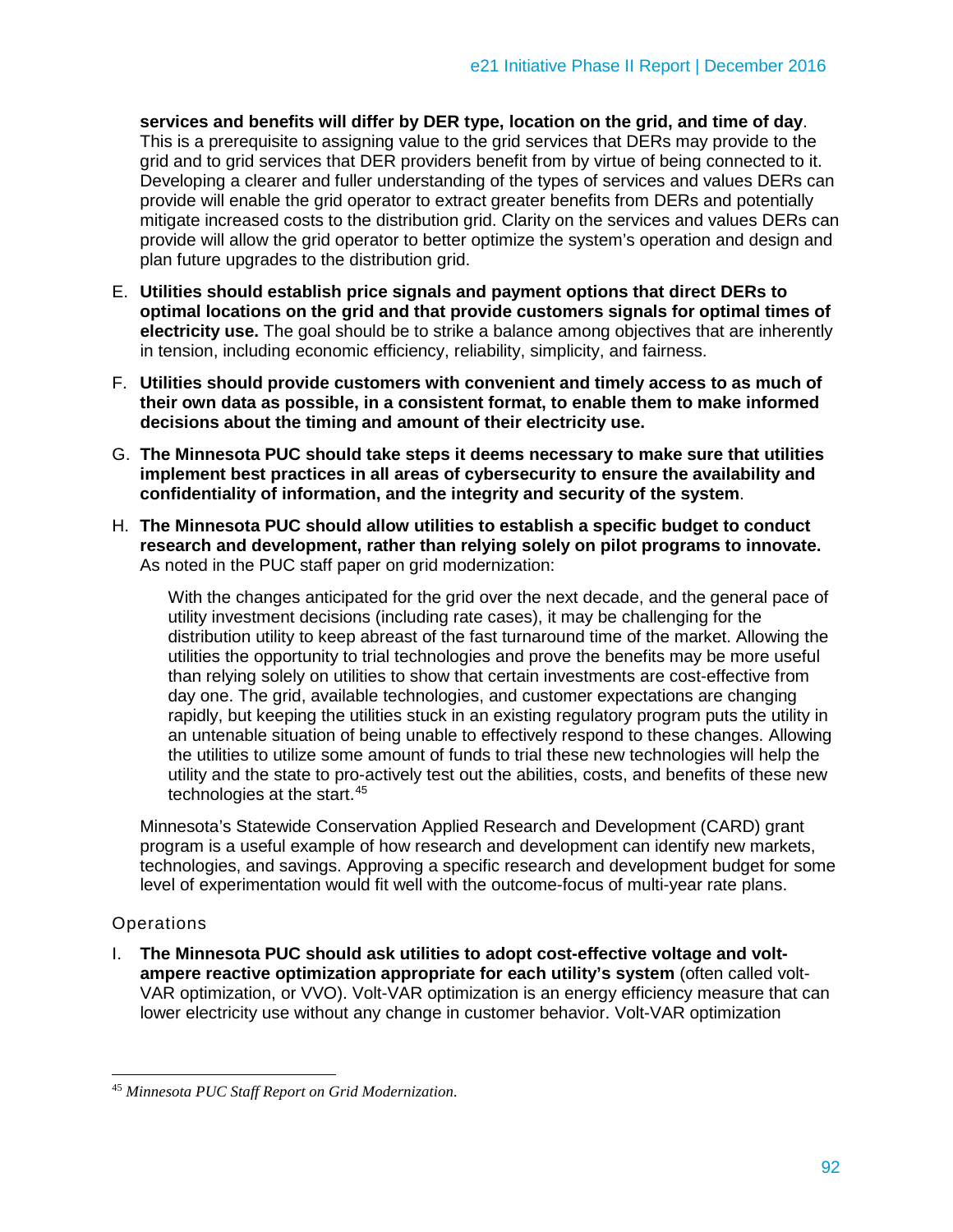**services and benefits will differ by DER type, location on the grid, and time of day**. This is a prerequisite to assigning value to the grid services that DERs may provide to the grid and to grid services that DER providers benefit from by virtue of being connected to it. Developing a clearer and fuller understanding of the types of services and values DERs can provide will enable the grid operator to extract greater benefits from DERs and potentially mitigate increased costs to the distribution grid. Clarity on the services and values DERs can provide will allow the grid operator to better optimize the system's operation and design and plan future upgrades to the distribution grid.

E. **Utilities should establish price signals and payment options that direct DERs to optimal locations on the grid and that provide customers signals for optimal times of electricity use.** The goal should be to strike a balance among objectives that are inherently in tension, including economic efficiency, reliability, simplicity, and fairness.

F. **Utilities should provide customers with convenient and timely access to as much of their own data as possible, in a consistent format, to enable them to make informed decisions about the timing and amount of their electricity use.**

G. **The Minnesota PUC should take steps it deems necessary to make sure that utilities implement best practices in all areas of cybersecurity to ensure the availability and confidentiality of information, and the integrity and security of the system**.

H. **The Minnesota PUC should allow utilities to establish a specific budget to conduct research and development, rather than relying solely on pilot programs to innovate.** As noted in the PUC staff paper on grid modernization:

> With the changes anticipated for the grid over the next decade, and the general pace of utility investment decisions (including rate cases), it may be challenging for the distribution utility to keep abreast of the fast turnaround time of the market. Allowing the utilities the opportunity to trial technologies and prove the benefits may be more useful than relying solely on utilities to show that certain investments are cost-effective from day one. The grid, available technologies, and customer expectations are changing rapidly, but keeping the utilities stuck in an existing regulatory program puts the utility in an untenable situation of being unable to effectively respond to these changes. Allowing the utilities to utilize some amount of funds to trial these new technologies will help the utility and the state to pro-actively test out the abilities, costs, and benefits of these new technologies at the start.[45]

Minnesota's Statewide Conservation Applied Research and Development (CARD) grant program is a useful example of how research and development can identify new markets, technologies, and savings. Approving a specific research and development budget for some level of experimentation would fit well with the outcome-focus of multi-year rate plans.

### Operations

I. **The Minnesota PUC should ask utilities to adopt cost-effective voltage and volt-ampere reactive optimization appropriate for each utility's system** (often called volt-VAR optimization, or VVO). Volt-VAR optimization is an energy efficiency measure that can lower electricity use without any change in customer behavior. Volt-VAR optimization

---

[45] *Minnesota PUC Staff Report on Grid Modernization.*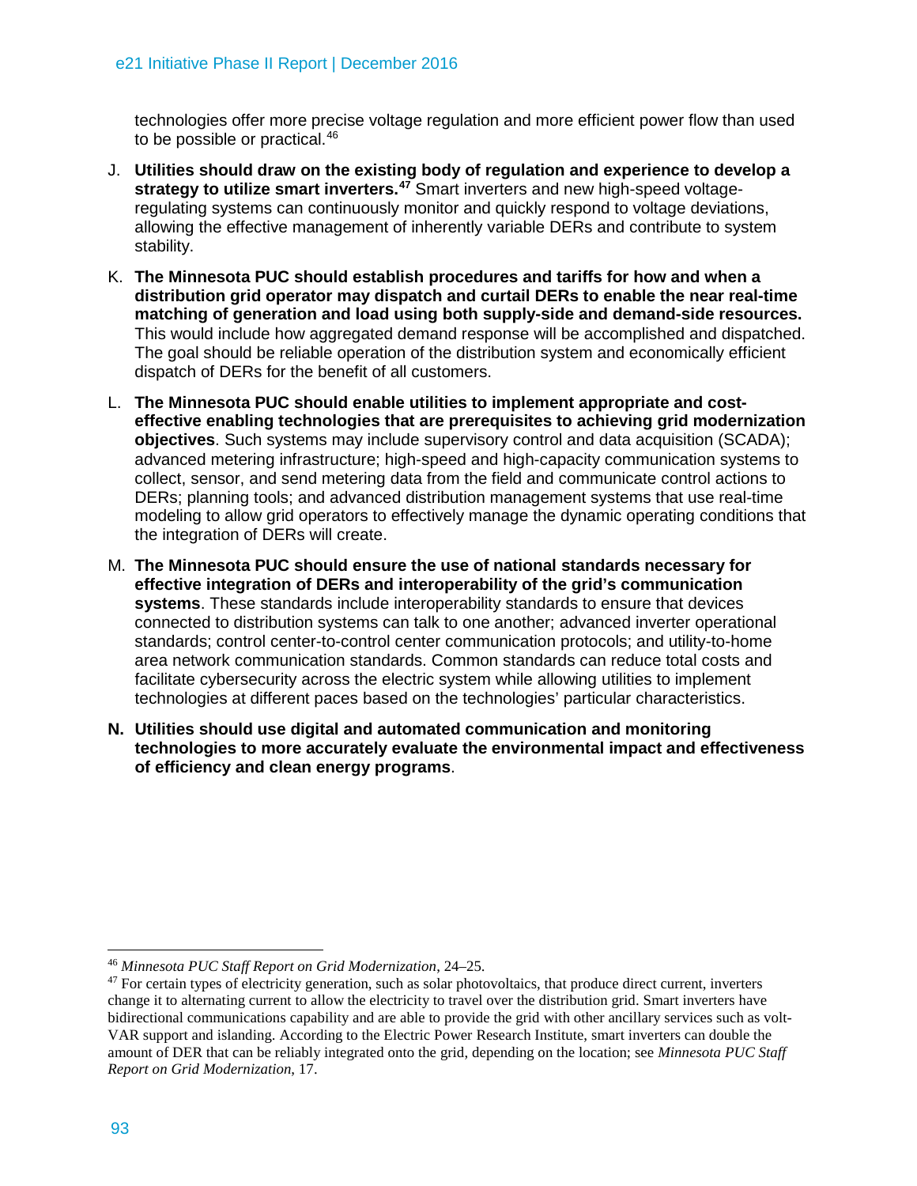technologies offer more precise voltage regulation and more efficient power flow than used to be possible or practical.[46]

J. **Utilities should draw on the existing body of regulation and experience to develop a strategy to utilize smart inverters.**[47] Smart inverters and new high-speed voltage-regulating systems can continuously monitor and quickly respond to voltage deviations, allowing the effective management of inherently variable DERs and contribute to system stability.

K. **The Minnesota PUC should establish procedures and tariffs for how and when a distribution grid operator may dispatch and curtail DERs to enable the near real-time matching of generation and load using both supply-side and demand-side resources.** This would include how aggregated demand response will be accomplished and dispatched. The goal should be reliable operation of the distribution system and economically efficient dispatch of DERs for the benefit of all customers.

L. **The Minnesota PUC should enable utilities to implement appropriate and cost-effective enabling technologies that are prerequisites to achieving grid modernization objectives**. Such systems may include supervisory control and data acquisition (SCADA); advanced metering infrastructure; high-speed and high-capacity communication systems to collect, sensor, and send metering data from the field and communicate control actions to DERs; planning tools; and advanced distribution management systems that use real-time modeling to allow grid operators to effectively manage the dynamic operating conditions that the integration of DERs will create.

M. **The Minnesota PUC should ensure the use of national standards necessary for effective integration of DERs and interoperability of the grid's communication systems**. These standards include interoperability standards to ensure that devices connected to distribution systems can talk to one another; advanced inverter operational standards; control center-to-control center communication protocols; and utility-to-home area network communication standards. Common standards can reduce total costs and facilitate cybersecurity across the electric system while allowing utilities to implement technologies at different paces based on the technologies' particular characteristics.

**N. Utilities should use digital and automated communication and monitoring technologies to more accurately evaluate the environmental impact and effectiveness of efficiency and clean energy programs**.

---

[46] *Minnesota PUC Staff Report on Grid Modernization*, 24–25.

[47] For certain types of electricity generation, such as solar photovoltaics, that produce direct current, inverters change it to alternating current to allow the electricity to travel over the distribution grid. Smart inverters have bidirectional communications capability and are able to provide the grid with other ancillary services such as volt-VAR support and islanding. According to the Electric Power Research Institute, smart inverters can double the amount of DER that can be reliably integrated onto the grid, depending on the location; see *Minnesota PUC Staff Report on Grid Modernization*, 17.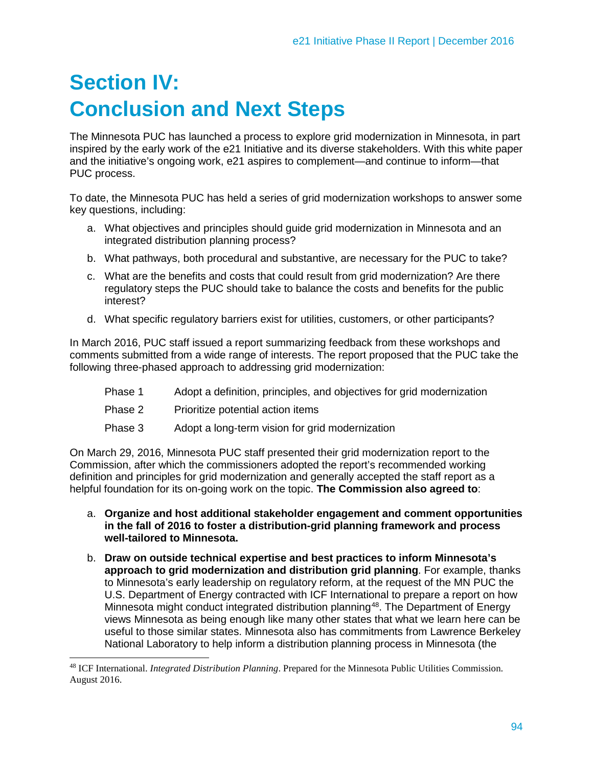# Section IV: Conclusion and Next Steps

The Minnesota PUC has launched a process to explore grid modernization in Minnesota, in part inspired by the early work of the e21 Initiative and its diverse stakeholders. With this white paper and the initiative's ongoing work, e21 aspires to complement—and continue to inform—that PUC process.

To date, the Minnesota PUC has held a series of grid modernization workshops to answer some key questions, including:

a. What objectives and principles should guide grid modernization in Minnesota and an integrated distribution planning process?

b. What pathways, both procedural and substantive, are necessary for the PUC to take?

c. What are the benefits and costs that could result from grid modernization? Are there regulatory steps the PUC should take to balance the costs and benefits for the public interest?

d. What specific regulatory barriers exist for utilities, customers, or other participants?

In March 2016, PUC staff issued a report summarizing feedback from these workshops and comments submitted from a wide range of interests. The report proposed that the PUC take the following three-phased approach to addressing grid modernization:

| | |
|---|---|
| Phase 1 | Adopt a definition, principles, and objectives for grid modernization |
| Phase 2 | Prioritize potential action items |
| Phase 3 | Adopt a long-term vision for grid modernization |

On March 29, 2016, Minnesota PUC staff presented their grid modernization report to the Commission, after which the commissioners adopted the report's recommended working definition and principles for grid modernization and generally accepted the staff report as a helpful foundation for its on-going work on the topic. **The Commission also agreed to**:

a. **Organize and host additional stakeholder engagement and comment opportunities in the fall of 2016 to foster a distribution-grid planning framework and process well-tailored to Minnesota.**

b. **Draw on outside technical expertise and best practices to inform Minnesota's approach to grid modernization and distribution grid planning**. For example, thanks to Minnesota's early leadership on regulatory reform, at the request of the MN PUC the U.S. Department of Energy contracted with ICF International to prepare a report on how Minnesota might conduct integrated distribution planning[48]. The Department of Energy views Minnesota as being enough like many other states that what we learn here can be useful to those similar states. Minnesota also has commitments from Lawrence Berkeley National Laboratory to help inform a distribution planning process in Minnesota (the

---

[48] ICF International. *Integrated Distribution Planning*. Prepared for the Minnesota Public Utilities Commission. August 2016.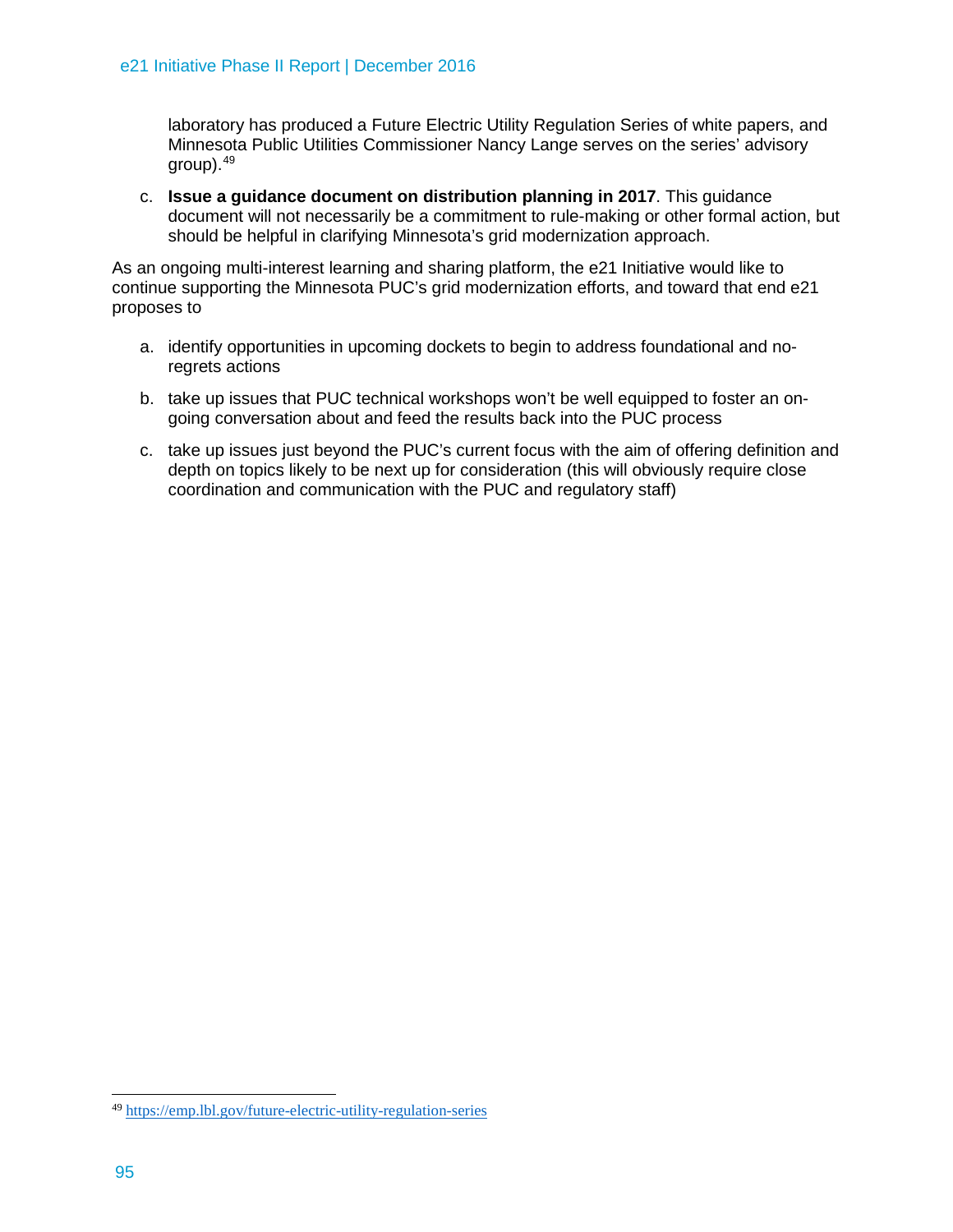laboratory has produced a Future Electric Utility Regulation Series of white papers, and Minnesota Public Utilities Commissioner Nancy Lange serves on the series' advisory group).[49]

c. **Issue a guidance document on distribution planning in 2017**. This guidance document will not necessarily be a commitment to rule-making or other formal action, but should be helpful in clarifying Minnesota's grid modernization approach.

As an ongoing multi-interest learning and sharing platform, the e21 Initiative would like to continue supporting the Minnesota PUC's grid modernization efforts, and toward that end e21 proposes to

a. identify opportunities in upcoming dockets to begin to address foundational and no-regrets actions

b. take up issues that PUC technical workshops won't be well equipped to foster an on-going conversation about and feed the results back into the PUC process

c. take up issues just beyond the PUC's current focus with the aim of offering definition and depth on topics likely to be next up for consideration (this will obviously require close coordination and communication with the PUC and regulatory staff)

---

[49] https://emp.lbl.gov/future-electric-utility-regulation-series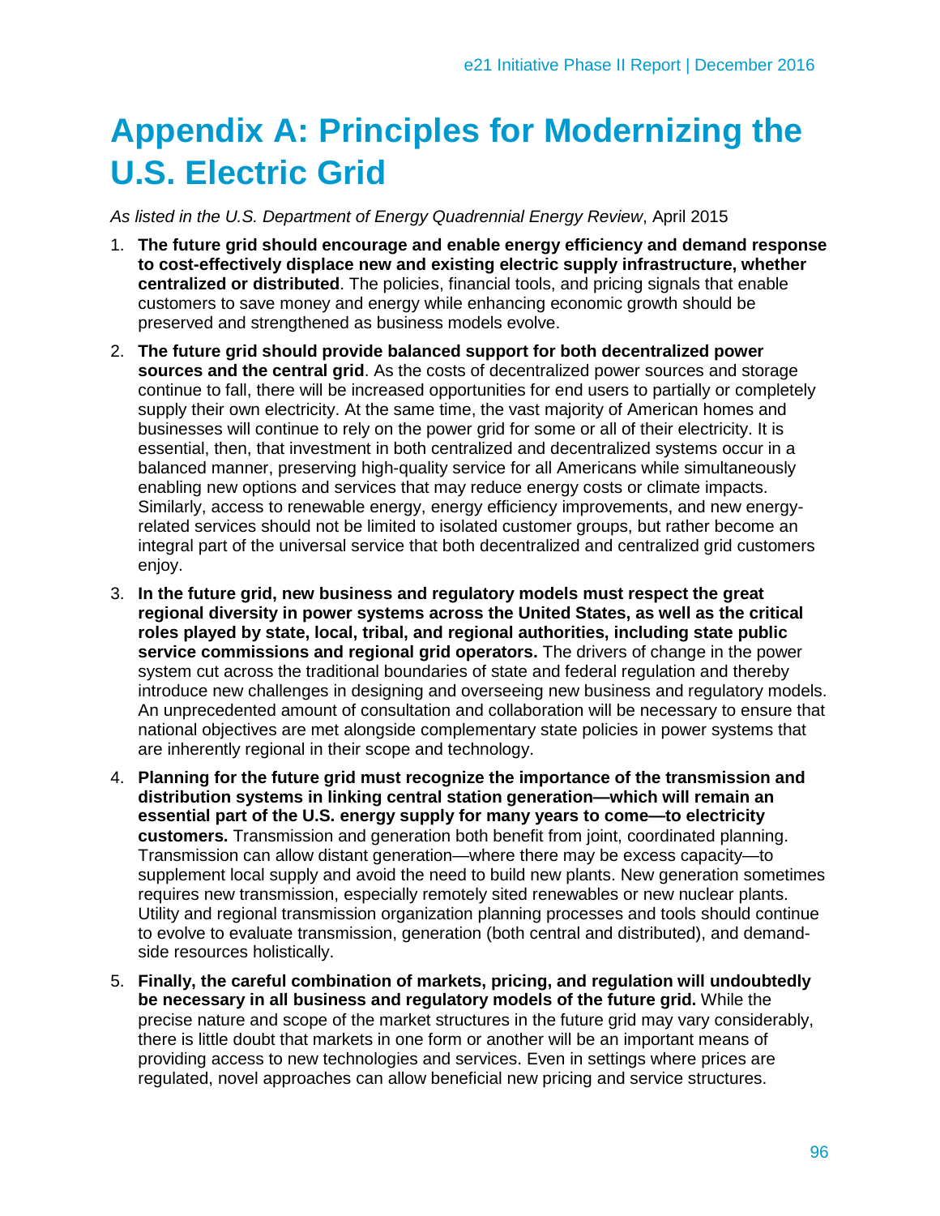# Appendix A: Principles for Modernizing the U.S. Electric Grid

*As listed in the U.S. Department of Energy Quadrennial Energy Review*, April 2015

1. **The future grid should encourage and enable energy efficiency and demand response to cost-effectively displace new and existing electric supply infrastructure, whether centralized or distributed**. The policies, financial tools, and pricing signals that enable customers to save money and energy while enhancing economic growth should be preserved and strengthened as business models evolve.
2. **The future grid should provide balanced support for both decentralized power sources and the central grid**. As the costs of decentralized power sources and storage continue to fall, there will be increased opportunities for end users to partially or completely supply their own electricity. At the same time, the vast majority of American homes and businesses will continue to rely on the power grid for some or all of their electricity. It is essential, then, that investment in both centralized and decentralized systems occur in a balanced manner, preserving high-quality service for all Americans while simultaneously enabling new options and services that may reduce energy costs or climate impacts. Similarly, access to renewable energy, energy efficiency improvements, and new energy-related services should not be limited to isolated customer groups, but rather become an integral part of the universal service that both decentralized and centralized grid customers enjoy.
3. **In the future grid, new business and regulatory models must respect the great regional diversity in power systems across the United States, as well as the critical roles played by state, local, tribal, and regional authorities, including state public service commissions and regional grid operators.** The drivers of change in the power system cut across the traditional boundaries of state and federal regulation and thereby introduce new challenges in designing and overseeing new business and regulatory models. An unprecedented amount of consultation and collaboration will be necessary to ensure that national objectives are met alongside complementary state policies in power systems that are inherently regional in their scope and technology.
4. **Planning for the future grid must recognize the importance of the transmission and distribution systems in linking central station generation—which will remain an essential part of the U.S. energy supply for many years to come—to electricity customers.** Transmission and generation both benefit from joint, coordinated planning. Transmission can allow distant generation—where there may be excess capacity—to supplement local supply and avoid the need to build new plants. New generation sometimes requires new transmission, especially remotely sited renewables or new nuclear plants. Utility and regional transmission organization planning processes and tools should continue to evolve to evaluate transmission, generation (both central and distributed), and demand-side resources holistically.
5. **Finally, the careful combination of markets, pricing, and regulation will undoubtedly be necessary in all business and regulatory models of the future grid.** While the precise nature and scope of the market structures in the future grid may vary considerably, there is little doubt that markets in one form or another will be an important means of providing access to new technologies and services. Even in settings where prices are regulated, novel approaches can allow beneficial new pricing and service structures.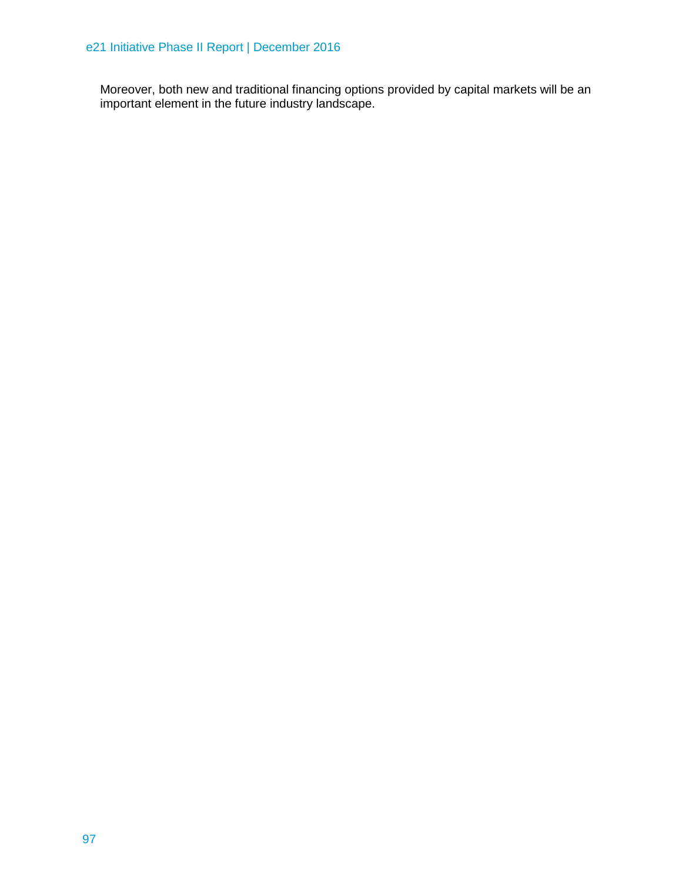Moreover, both new and traditional financing options provided by capital markets will be an important element in the future industry landscape.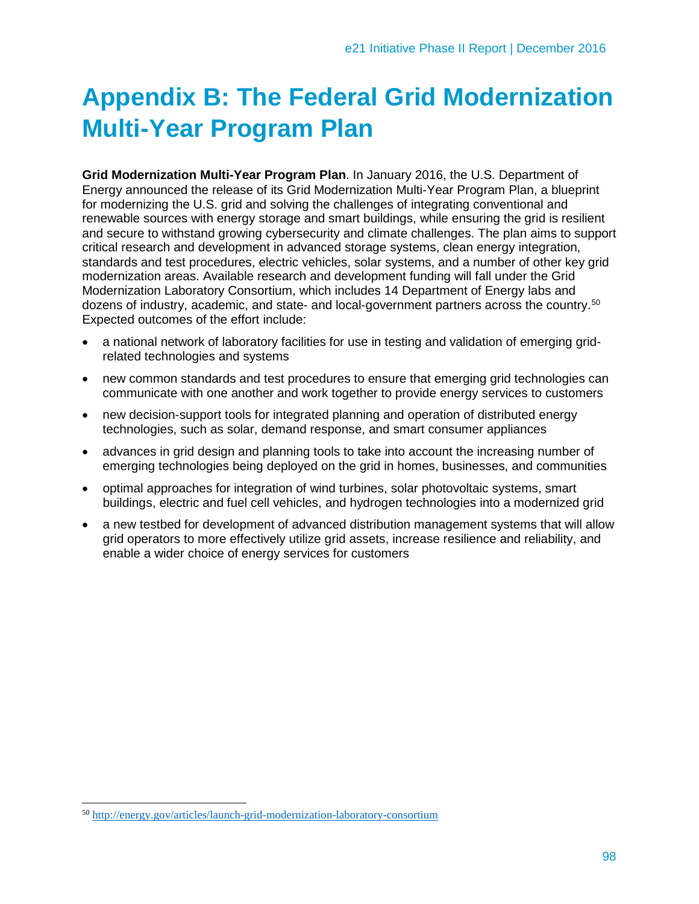# Appendix B: The Federal Grid Modernization Multi-Year Program Plan

**Grid Modernization Multi-Year Program Plan**. In January 2016, the U.S. Department of Energy announced the release of its Grid Modernization Multi-Year Program Plan, a blueprint for modernizing the U.S. grid and solving the challenges of integrating conventional and renewable sources with energy storage and smart buildings, while ensuring the grid is resilient and secure to withstand growing cybersecurity and climate challenges. The plan aims to support critical research and development in advanced storage systems, clean energy integration, standards and test procedures, electric vehicles, solar systems, and a number of other key grid modernization areas. Available research and development funding will fall under the Grid Modernization Laboratory Consortium, which includes 14 Department of Energy labs and dozens of industry, academic, and state- and local-government partners across the country.[50] Expected outcomes of the effort include:

- a national network of laboratory facilities for use in testing and validation of emerging grid-related technologies and systems
- new common standards and test procedures to ensure that emerging grid technologies can communicate with one another and work together to provide energy services to customers
- new decision-support tools for integrated planning and operation of distributed energy technologies, such as solar, demand response, and smart consumer appliances
- advances in grid design and planning tools to take into account the increasing number of emerging technologies being deployed on the grid in homes, businesses, and communities
- optimal approaches for integration of wind turbines, solar photovoltaic systems, smart buildings, electric and fuel cell vehicles, and hydrogen technologies into a modernized grid
- a new testbed for development of advanced distribution management systems that will allow grid operators to more effectively utilize grid assets, increase resilience and reliability, and enable a wider choice of energy services for customers

[50] http://energy.gov/articles/launch-grid-modernization-laboratory-consortium